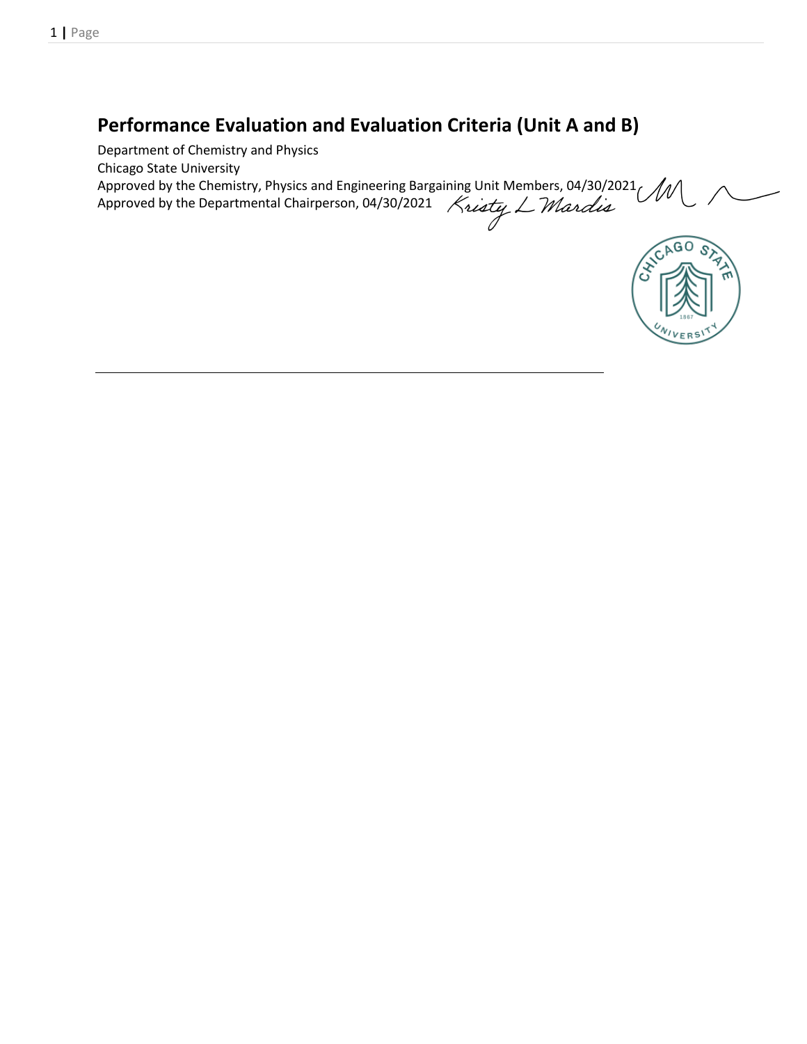# Performance Evaluation and Evaluation Criteria (Unit A and B)

Department of Chemistry and Physics
Chicago State University
Approved by the Chemistry, Physics and Engineering Bargaining Unit Members, 04/30/2021
Approved by the Departmental Chairperson, 04/30/2021 Kristy L Mardis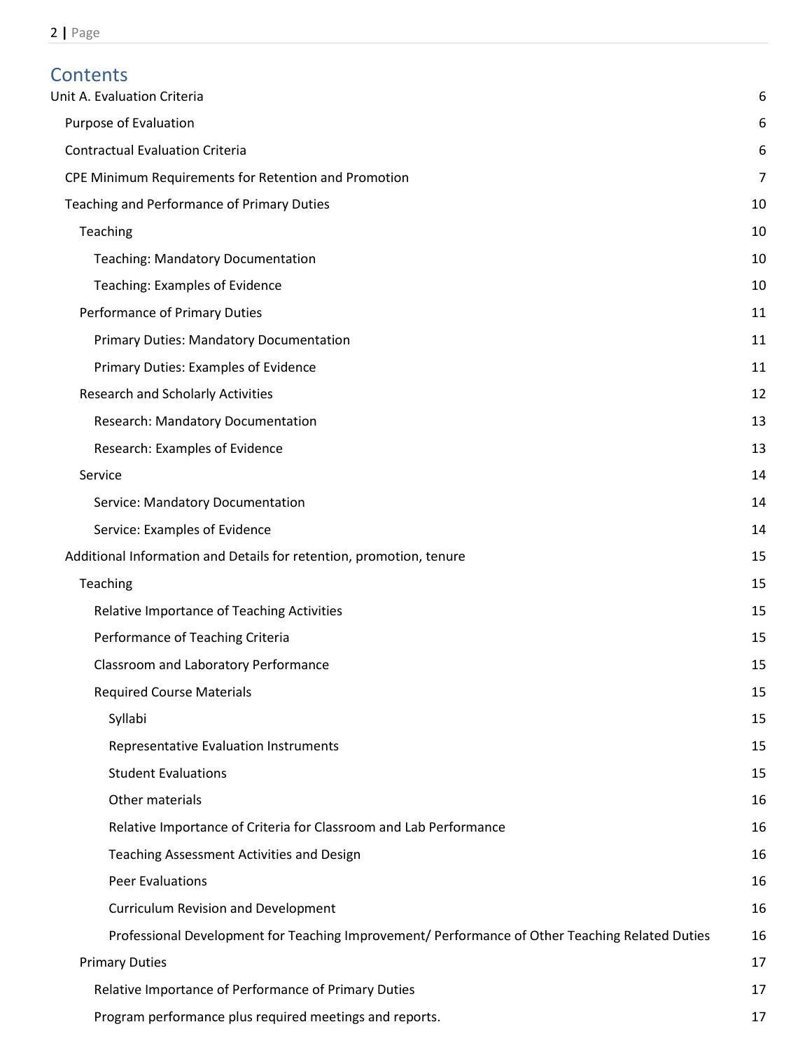# Contents

- Unit A. Evaluation Criteria 6
  - Purpose of Evaluation 6
  - Contractual Evaluation Criteria 6
  - CPE Minimum Requirements for Retention and Promotion 7
  - Teaching and Performance of Primary Duties 10
    - Teaching 10
      - Teaching: Mandatory Documentation 10
      - Teaching: Examples of Evidence 10
    - Performance of Primary Duties 11
      - Primary Duties: Mandatory Documentation 11
      - Primary Duties: Examples of Evidence 11
    - Research and Scholarly Activities 12
      - Research: Mandatory Documentation 13
      - Research: Examples of Evidence 13
    - Service 14
      - Service: Mandatory Documentation 14
      - Service: Examples of Evidence 14
  - Additional Information and Details for retention, promotion, tenure 15
    - Teaching 15
      - Relative Importance of Teaching Activities 15
      - Performance of Teaching Criteria 15
      - Classroom and Laboratory Performance 15
      - Required Course Materials 15
        - Syllabi 15
        - Representative Evaluation Instruments 15
        - Student Evaluations 15
        - Other materials 16
        - Relative Importance of Criteria for Classroom and Lab Performance 16
        - Teaching Assessment Activities and Design 16
        - Peer Evaluations 16
        - Curriculum Revision and Development 16
        - Professional Development for Teaching Improvement/ Performance of Other Teaching Related Duties 16
    - Primary Duties 17
      - Relative Importance of Performance of Primary Duties 17
      - Program performance plus required meetings and reports. 17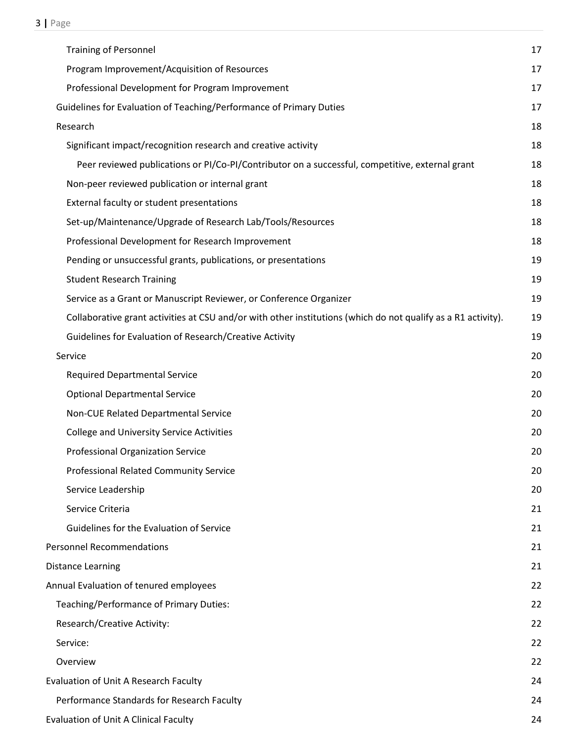Training of Personnel 17

Program Improvement/Acquisition of Resources 17

Professional Development for Program Improvement 17

Guidelines for Evaluation of Teaching/Performance of Primary Duties 17

Research 18

Significant impact/recognition research and creative activity 18

Peer reviewed publications or PI/Co-PI/Contributor on a successful, competitive, external grant 18

Non-peer reviewed publication or internal grant 18

External faculty or student presentations 18

Set-up/Maintenance/Upgrade of Research Lab/Tools/Resources 18

Professional Development for Research Improvement 18

Pending or unsuccessful grants, publications, or presentations 19

Student Research Training 19

Service as a Grant or Manuscript Reviewer, or Conference Organizer 19

Collaborative grant activities at CSU and/or with other institutions (which do not qualify as a R1 activity). 19

Guidelines for Evaluation of Research/Creative Activity 19

Service 20

Required Departmental Service 20

Optional Departmental Service 20

Non-CUE Related Departmental Service 20

College and University Service Activities 20

Professional Organization Service 20

Professional Related Community Service 20

Service Leadership 20

Service Criteria 21

Guidelines for the Evaluation of Service 21

Personnel Recommendations 21

Distance Learning 21

Annual Evaluation of tenured employees 22

Teaching/Performance of Primary Duties: 22

Research/Creative Activity: 22

Service: 22

Overview 22

Evaluation of Unit A Research Faculty 24

Performance Standards for Research Faculty 24

Evaluation of Unit A Clinical Faculty 24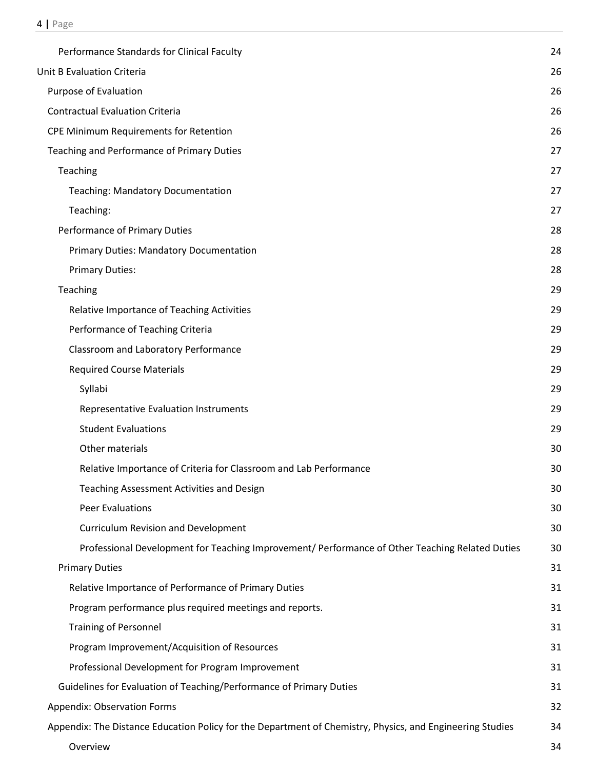| | |
|---|---|
| Performance Standards for Clinical Faculty | 24 |
| Unit B Evaluation Criteria | 26 |
| Purpose of Evaluation | 26 |
| Contractual Evaluation Criteria | 26 |
| CPE Minimum Requirements for Retention | 26 |
| Teaching and Performance of Primary Duties | 27 |
| Teaching | 27 |
| Teaching: Mandatory Documentation | 27 |
| Teaching: | 27 |
| Performance of Primary Duties | 28 |
| Primary Duties: Mandatory Documentation | 28 |
| Primary Duties: | 28 |
| Teaching | 29 |
| Relative Importance of Teaching Activities | 29 |
| Performance of Teaching Criteria | 29 |
| Classroom and Laboratory Performance | 29 |
| Required Course Materials | 29 |
| Syllabi | 29 |
| Representative Evaluation Instruments | 29 |
| Student Evaluations | 29 |
| Other materials | 30 |
| Relative Importance of Criteria for Classroom and Lab Performance | 30 |
| Teaching Assessment Activities and Design | 30 |
| Peer Evaluations | 30 |
| Curriculum Revision and Development | 30 |
| Professional Development for Teaching Improvement/ Performance of Other Teaching Related Duties | 30 |
| Primary Duties | 31 |
| Relative Importance of Performance of Primary Duties | 31 |
| Program performance plus required meetings and reports. | 31 |
| Training of Personnel | 31 |
| Program Improvement/Acquisition of Resources | 31 |
| Professional Development for Program Improvement | 31 |
| Guidelines for Evaluation of Teaching/Performance of Primary Duties | 31 |
| Appendix: Observation Forms | 32 |
| Appendix: The Distance Education Policy for the Department of Chemistry, Physics, and Engineering Studies | 34 |
| Overview | 34 |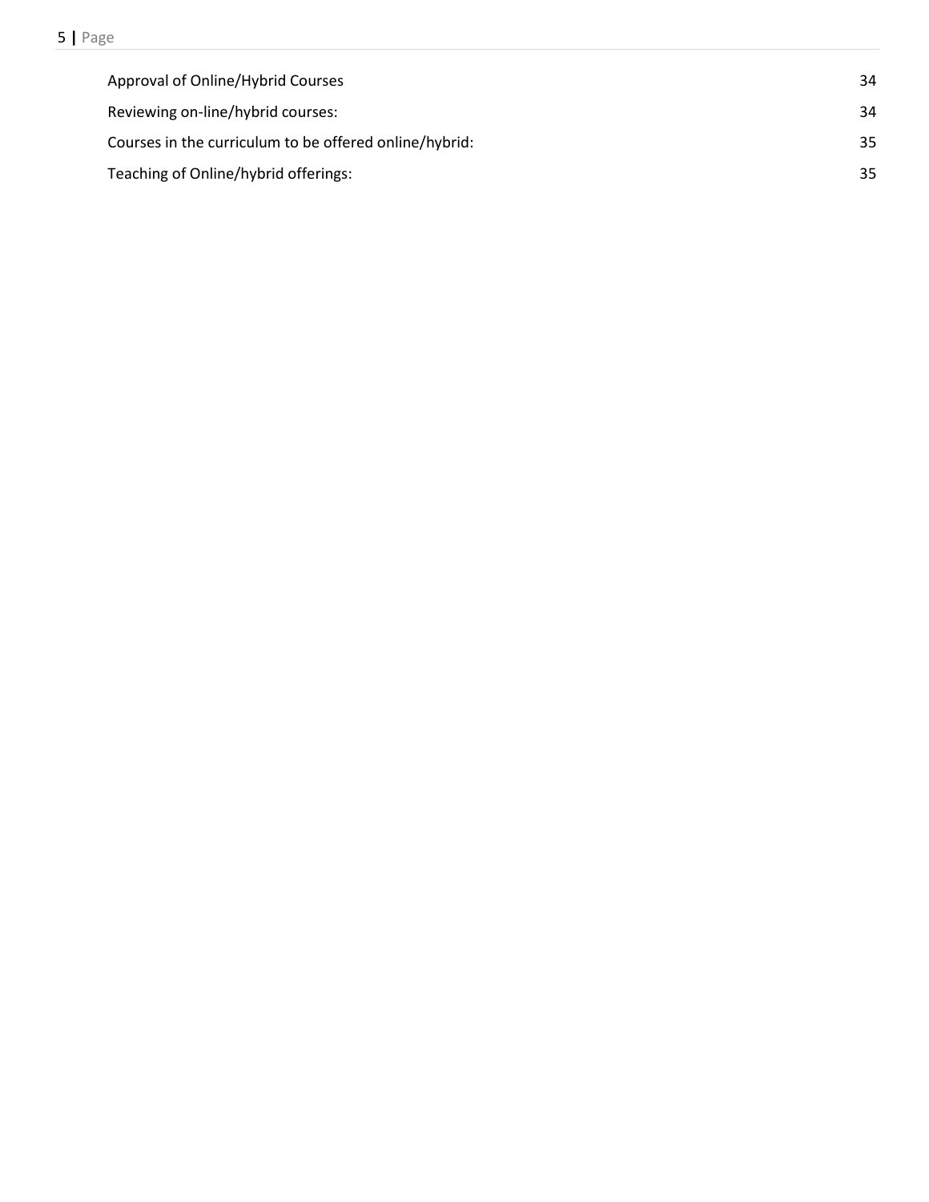| | |
|---|---|
| Approval of Online/Hybrid Courses | 34 |
| Reviewing on-line/hybrid courses: | 34 |
| Courses in the curriculum to be offered online/hybrid: | 35 |
| Teaching of Online/hybrid offerings: | 35 |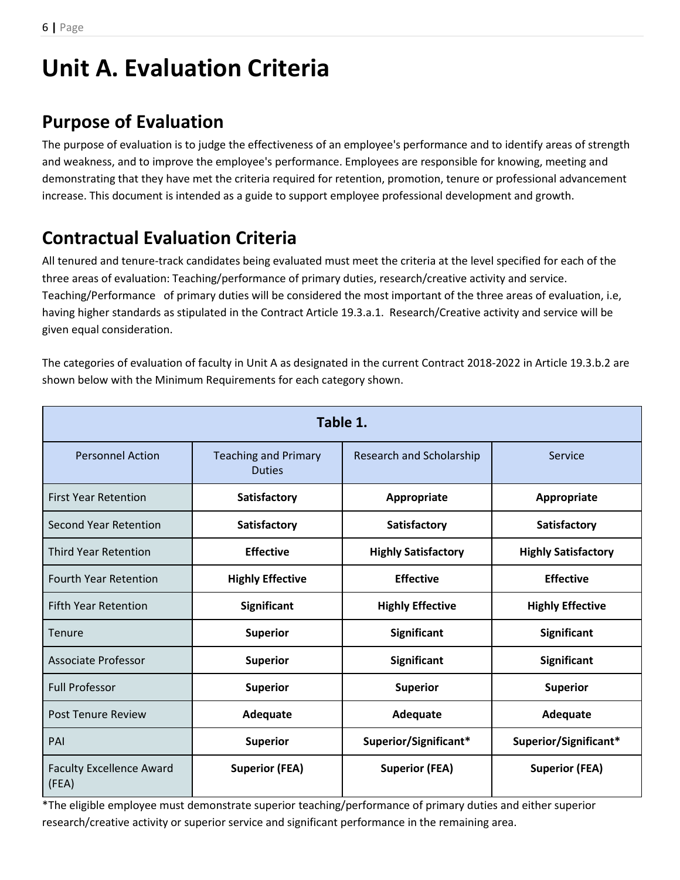# Unit A. Evaluation Criteria

## Purpose of Evaluation

The purpose of evaluation is to judge the effectiveness of an employee's performance and to identify areas of strength and weakness, and to improve the employee's performance. Employees are responsible for knowing, meeting and demonstrating that they have met the criteria required for retention, promotion, tenure or professional advancement increase. This document is intended as a guide to support employee professional development and growth.

## Contractual Evaluation Criteria

All tenured and tenure-track candidates being evaluated must meet the criteria at the level specified for each of the three areas of evaluation: Teaching/performance of primary duties, research/creative activity and service. Teaching/Performance of primary duties will be considered the most important of the three areas of evaluation, i.e, having higher standards as stipulated in the Contract Article 19.3.a.1. Research/Creative activity and service will be given equal consideration.

The categories of evaluation of faculty in Unit A as designated in the current Contract 2018-2022 in Article 19.3.b.2 are shown below with the Minimum Requirements for each category shown.

**Table 1.**

| Personnel Action | Teaching and Primary Duties | Research and Scholarship | Service |
|---|---|---|---|
| First Year Retention | **Satisfactory** | **Appropriate** | **Appropriate** |
| Second Year Retention | **Satisfactory** | **Satisfactory** | **Satisfactory** |
| Third Year Retention | **Effective** | **Highly Satisfactory** | **Highly Satisfactory** |
| Fourth Year Retention | **Highly Effective** | **Effective** | **Effective** |
| Fifth Year Retention | **Significant** | **Highly Effective** | **Highly Effective** |
| Tenure | **Superior** | **Significant** | **Significant** |
| Associate Professor | **Superior** | **Significant** | **Significant** |
| Full Professor | **Superior** | **Superior** | **Superior** |
| Post Tenure Review | **Adequate** | **Adequate** | **Adequate** |
| PAI | **Superior** | **Superior/Significant*** | **Superior/Significant*** |
| Faculty Excellence Award (FEA) | **Superior (FEA)** | **Superior (FEA)** | **Superior (FEA)** |

*The eligible employee must demonstrate superior teaching/performance of primary duties and either superior research/creative activity or superior service and significant performance in the remaining area.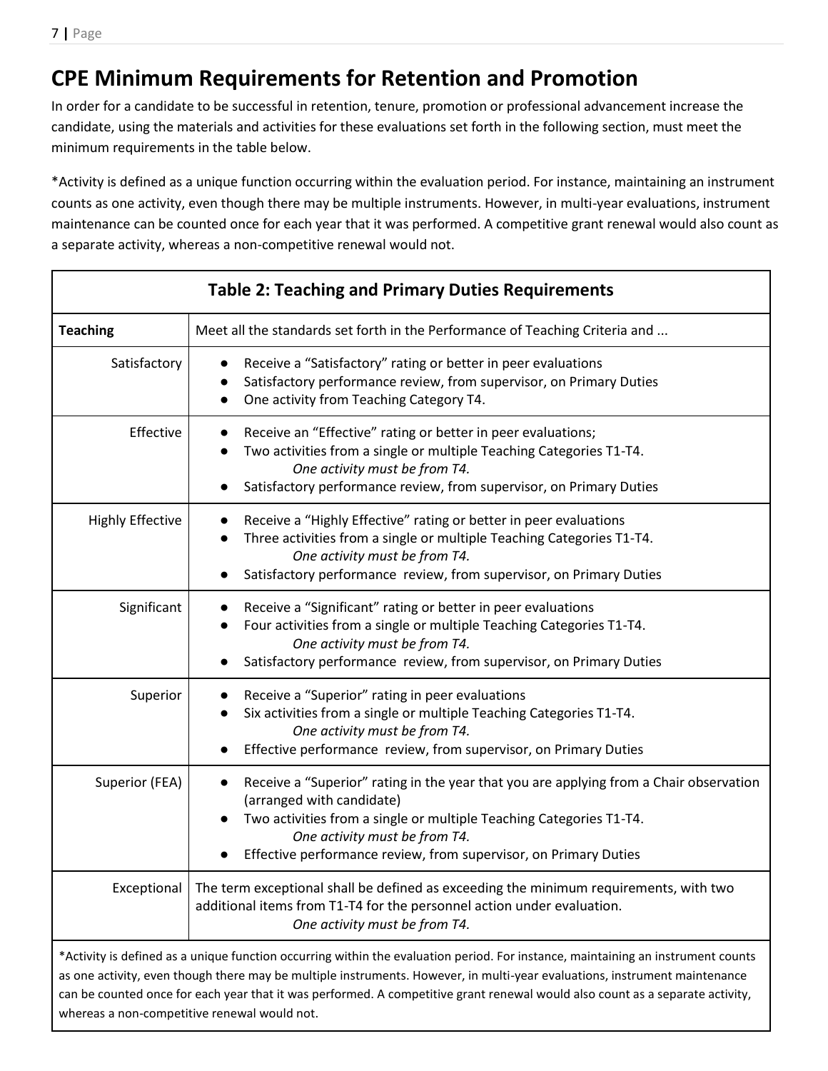## CPE Minimum Requirements for Retention and Promotion

In order for a candidate to be successful in retention, tenure, promotion or professional advancement increase the candidate, using the materials and activities for these evaluations set forth in the following section, must meet the minimum requirements in the table below.

*Activity is defined as a unique function occurring within the evaluation period. For instance, maintaining an instrument counts as one activity, even though there may be multiple instruments. However, in multi-year evaluations, instrument maintenance can be counted once for each year that it was performed. A competitive grant renewal would also count as a separate activity, whereas a non-competitive renewal would not.

**Table 2: Teaching and Primary Duties Requirements**

| **Teaching** | Meet all the standards set forth in the Performance of Teaching Criteria and ... |
|---|---|
| Satisfactory | ● Receive a "Satisfactory" rating or better in peer evaluations<br>● Satisfactory performance review, from supervisor, on Primary Duties<br>● One activity from Teaching Category T4. |
| Effective | ● Receive an "Effective" rating or better in peer evaluations;<br>● Two activities from a single or multiple Teaching Categories T1-T4. *One activity must be from T4.*<br>● Satisfactory performance review, from supervisor, on Primary Duties |
| Highly Effective | ● Receive a "Highly Effective" rating or better in peer evaluations<br>● Three activities from a single or multiple Teaching Categories T1-T4. *One activity must be from T4.*<br>● Satisfactory performance review, from supervisor, on Primary Duties |
| Significant | ● Receive a "Significant" rating or better in peer evaluations<br>● Four activities from a single or multiple Teaching Categories T1-T4. *One activity must be from T4.*<br>● Satisfactory performance review, from supervisor, on Primary Duties |
| Superior | ● Receive a "Superior" rating in peer evaluations<br>● Six activities from a single or multiple Teaching Categories T1-T4. *One activity must be from T4.*<br>● Effective performance review, from supervisor, on Primary Duties |
| Superior (FEA) | ● Receive a "Superior" rating in the year that you are applying from a Chair observation (arranged with candidate)<br>● Two activities from a single or multiple Teaching Categories T1-T4. *One activity must be from T4.*<br>● Effective performance review, from supervisor, on Primary Duties |
| Exceptional | The term exceptional shall be defined as exceeding the minimum requirements, with two additional items from T1-T4 for the personnel action under evaluation. *One activity must be from T4.* |

*Activity is defined as a unique function occurring within the evaluation period. For instance, maintaining an instrument counts as one activity, even though there may be multiple instruments. However, in multi-year evaluations, instrument maintenance can be counted once for each year that it was performed. A competitive grant renewal would also count as a separate activity, whereas a non-competitive renewal would not.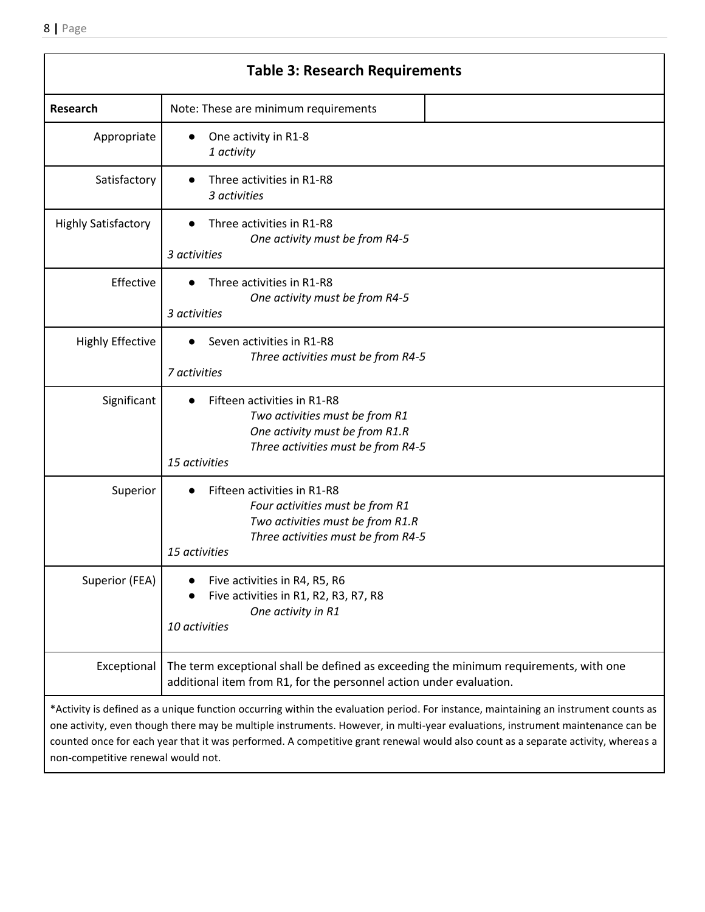| Table 3: Research Requirements | | |
|---|---|---|
| **Research** | Note: These are minimum requirements | |
| Appropriate | • One activity in R1-8<br>*1 activity* | |
| Satisfactory | • Three activities in R1-R8<br>*3 activities* | |
| Highly Satisfactory | • Three activities in R1-R8<br>*One activity must be from R4-5*<br>*3 activities* | |
| Effective | • Three activities in R1-R8<br>*One activity must be from R4-5*<br>*3 activities* | |
| Highly Effective | • Seven activities in R1-R8<br>*Three activities must be from R4-5*<br>*7 activities* | |
| Significant | • Fifteen activities in R1-R8<br>*Two activities must be from R1*<br>*One activity must be from R1.R*<br>*Three activities must be from R4-5*<br>*15 activities* | |
| Superior | • Fifteen activities in R1-R8<br>*Four activities must be from R1*<br>*Two activities must be from R1.R*<br>*Three activities must be from R4-5*<br>*15 activities* | |
| Superior (FEA) | • Five activities in R4, R5, R6<br>• Five activities in R1, R2, R3, R7, R8<br>*One activity in R1*<br>*10 activities* | |
| Exceptional | The term exceptional shall be defined as exceeding the minimum requirements, with one additional item from R1, for the personnel action under evaluation. | |

*Activity is defined as a unique function occurring within the evaluation period. For instance, maintaining an instrument counts as one activity, even though there may be multiple instruments. However, in multi-year evaluations, instrument maintenance can be counted once for each year that it was performed. A competitive grant renewal would also count as a separate activity, whereas a non-competitive renewal would not.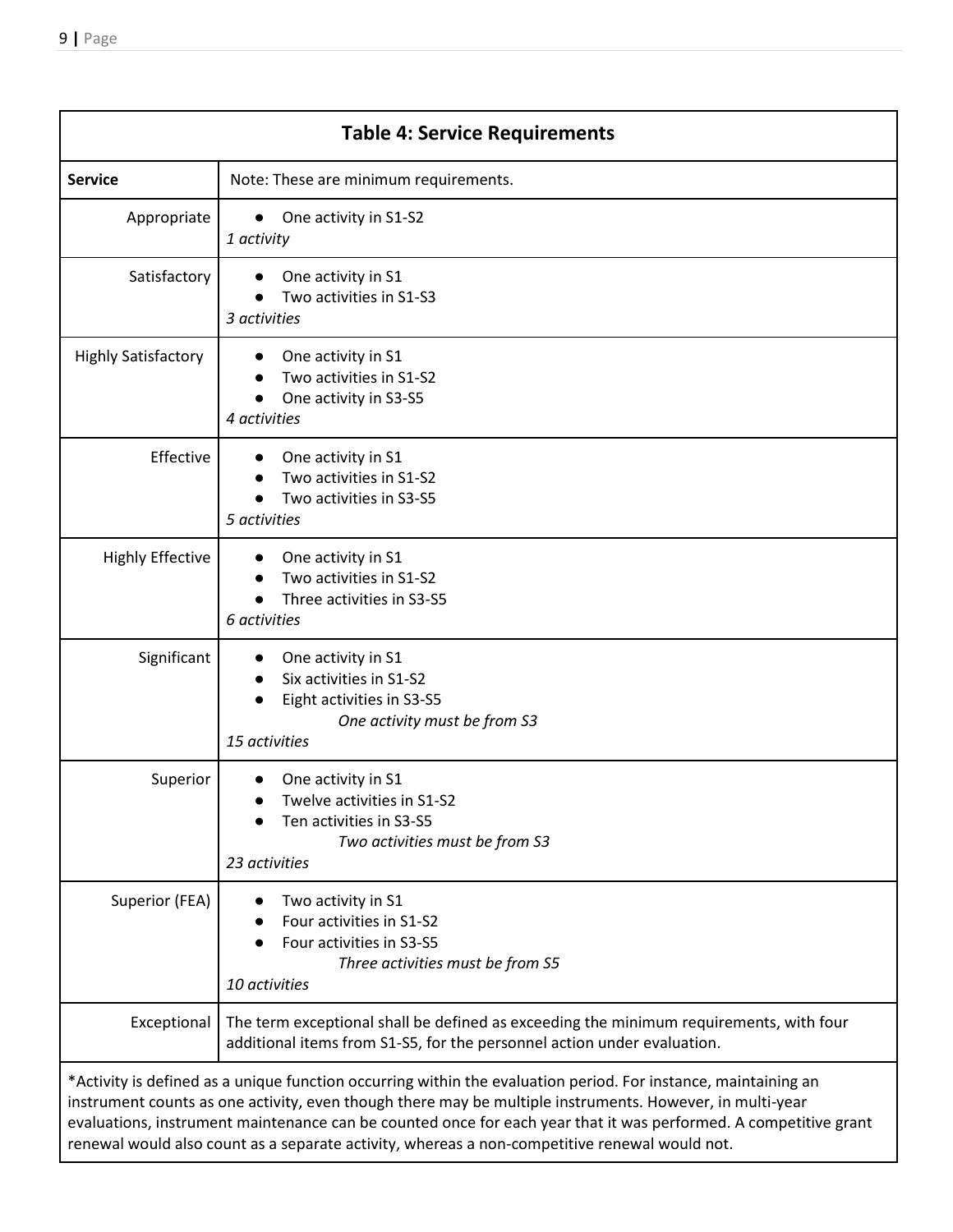| Table 4: Service Requirements | |
|---|---|
| **Service** | Note: These are minimum requirements. |
| Appropriate | • One activity in S1-S2<br>*1 activity* |
| Satisfactory | • One activity in S1<br>• Two activities in S1-S3<br>*3 activities* |
| Highly Satisfactory | • One activity in S1<br>• Two activities in S1-S2<br>• One activity in S3-S5<br>*4 activities* |
| Effective | • One activity in S1<br>• Two activities in S1-S2<br>• Two activities in S3-S5<br>*5 activities* |
| Highly Effective | • One activity in S1<br>• Two activities in S1-S2<br>• Three activities in S3-S5<br>*6 activities* |
| Significant | • One activity in S1<br>• Six activities in S1-S2<br>• Eight activities in S3-S5<br>*One activity must be from S3*<br>*15 activities* |
| Superior | • One activity in S1<br>• Twelve activities in S1-S2<br>• Ten activities in S3-S5<br>*Two activities must be from S3*<br>*23 activities* |
| Superior (FEA) | • Two activity in S1<br>• Four activities in S1-S2<br>• Four activities in S3-S5<br>*Three activities must be from S5*<br>*10 activities* |
| Exceptional | The term exceptional shall be defined as exceeding the minimum requirements, with four additional items from S1-S5, for the personnel action under evaluation. |

*Activity is defined as a unique function occurring within the evaluation period. For instance, maintaining an instrument counts as one activity, even though there may be multiple instruments. However, in multi-year evaluations, instrument maintenance can be counted once for each year that it was performed. A competitive grant renewal would also count as a separate activity, whereas a non-competitive renewal would not.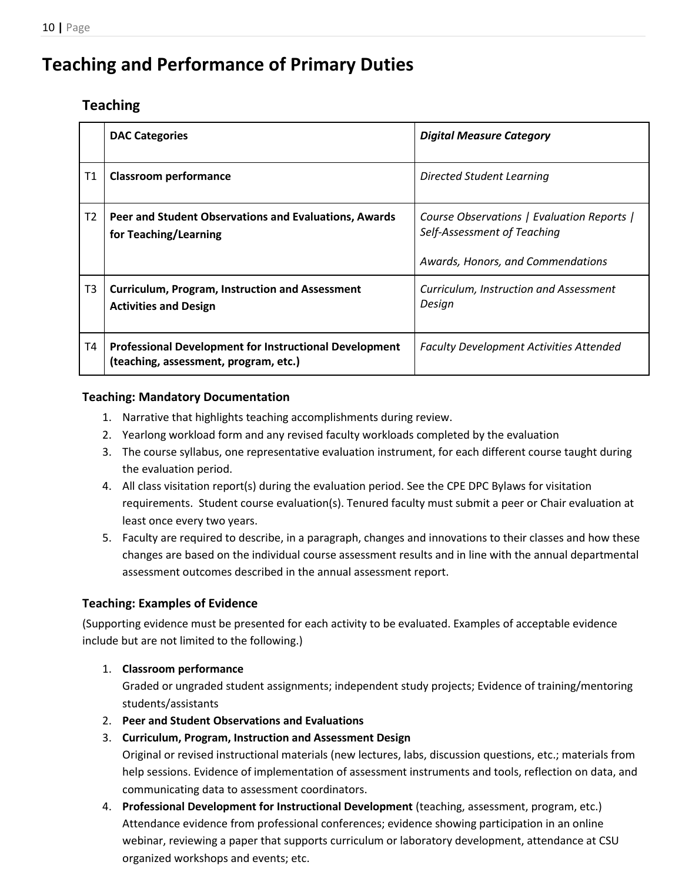# Teaching and Performance of Primary Duties

## Teaching

| | DAC Categories | *Digital Measure Category* |
|---|---|---|
| T1 | **Classroom performance** | *Directed Student Learning* |
| T2 | **Peer and Student Observations and Evaluations, Awards for Teaching/Learning** | *Course Observations \| Evaluation Reports \| Self-Assessment of Teaching*<br><br>*Awards, Honors, and Commendations* |
| T3 | **Curriculum, Program, Instruction and Assessment Activities and Design** | *Curriculum, Instruction and Assessment Design* |
| T4 | **Professional Development for Instructional Development (teaching, assessment, program, etc.)** | *Faculty Development Activities Attended* |

### Teaching: Mandatory Documentation

1. Narrative that highlights teaching accomplishments during review.
2. Yearlong workload form and any revised faculty workloads completed by the evaluation
3. The course syllabus, one representative evaluation instrument, for each different course taught during the evaluation period.
4. All class visitation report(s) during the evaluation period. See the CPE DPC Bylaws for visitation requirements. Student course evaluation(s). Tenured faculty must submit a peer or Chair evaluation at least once every two years.
5. Faculty are required to describe, in a paragraph, changes and innovations to their classes and how these changes are based on the individual course assessment results and in line with the annual departmental assessment outcomes described in the annual assessment report.

### Teaching: Examples of Evidence

(Supporting evidence must be presented for each activity to be evaluated. Examples of acceptable evidence include but are not limited to the following.)

1. **Classroom performance**
   Graded or ungraded student assignments; independent study projects; Evidence of training/mentoring students/assistants
2. **Peer and Student Observations and Evaluations**
3. **Curriculum, Program, Instruction and Assessment Design**
   Original or revised instructional materials (new lectures, labs, discussion questions, etc.; materials from help sessions. Evidence of implementation of assessment instruments and tools, reflection on data, and communicating data to assessment coordinators.
4. **Professional Development for Instructional Development** (teaching, assessment, program, etc.)
   Attendance evidence from professional conferences; evidence showing participation in an online webinar, reviewing a paper that supports curriculum or laboratory development, attendance at CSU organized workshops and events; etc.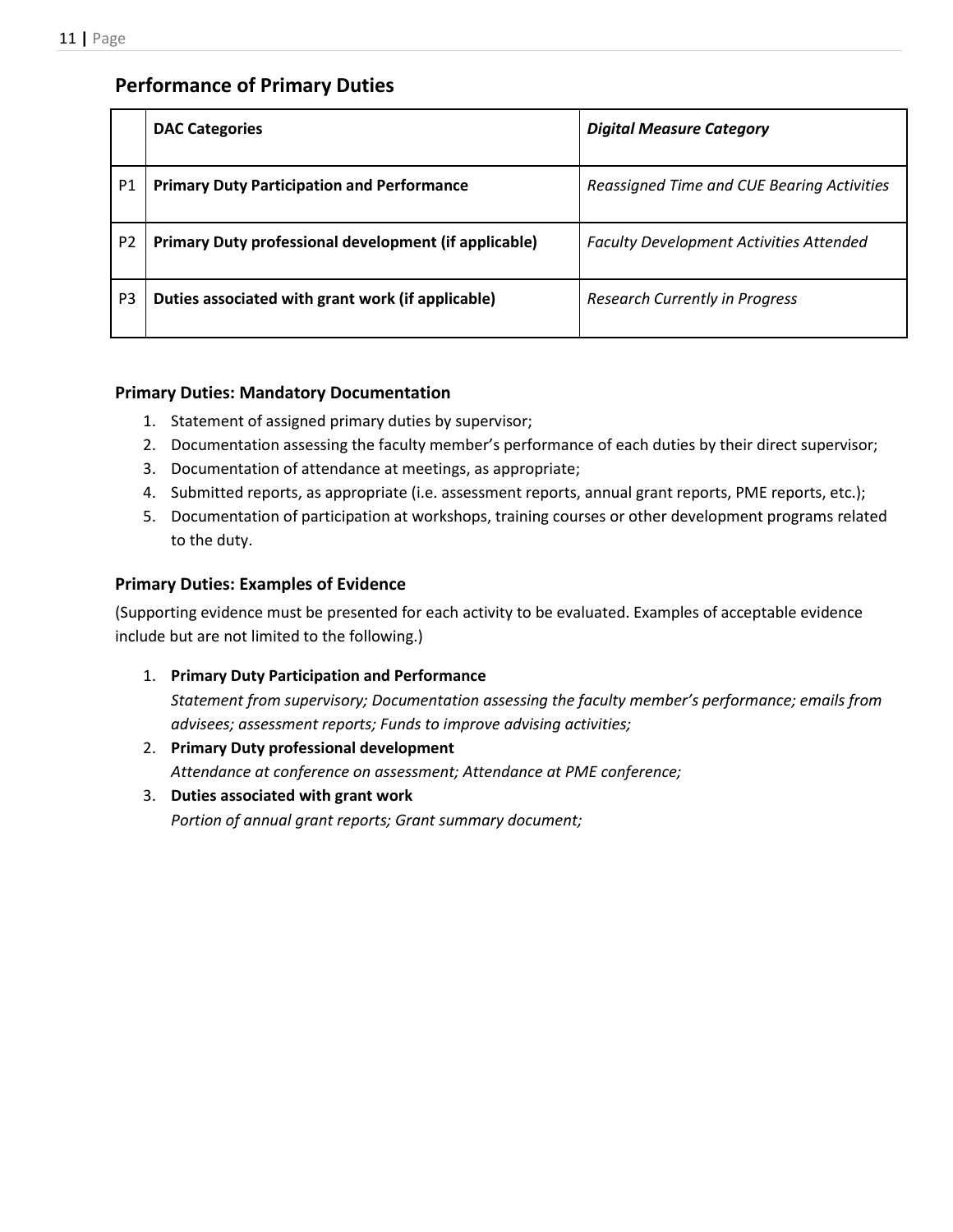## Performance of Primary Duties

| | **DAC Categories** | ***Digital Measure Category*** |
|---|---|---|
| P1 | **Primary Duty Participation and Performance** | *Reassigned Time and CUE Bearing Activities* |
| P2 | **Primary Duty professional development (if applicable)** | *Faculty Development Activities Attended* |
| P3 | **Duties associated with grant work (if applicable)** | *Research Currently in Progress* |

### Primary Duties: Mandatory Documentation

1. Statement of assigned primary duties by supervisor;
2. Documentation assessing the faculty member's performance of each duties by their direct supervisor;
3. Documentation of attendance at meetings, as appropriate;
4. Submitted reports, as appropriate (i.e. assessment reports, annual grant reports, PME reports, etc.);
5. Documentation of participation at workshops, training courses or other development programs related to the duty.

### Primary Duties: Examples of Evidence

(Supporting evidence must be presented for each activity to be evaluated. Examples of acceptable evidence include but are not limited to the following.)

1. **Primary Duty Participation and Performance**
   *Statement from supervisory; Documentation assessing the faculty member's performance; emails from advisees; assessment reports; Funds to improve advising activities;*
2. **Primary Duty professional development**
   *Attendance at conference on assessment; Attendance at PME conference;*
3. **Duties associated with grant work**
   *Portion of annual grant reports; Grant summary document;*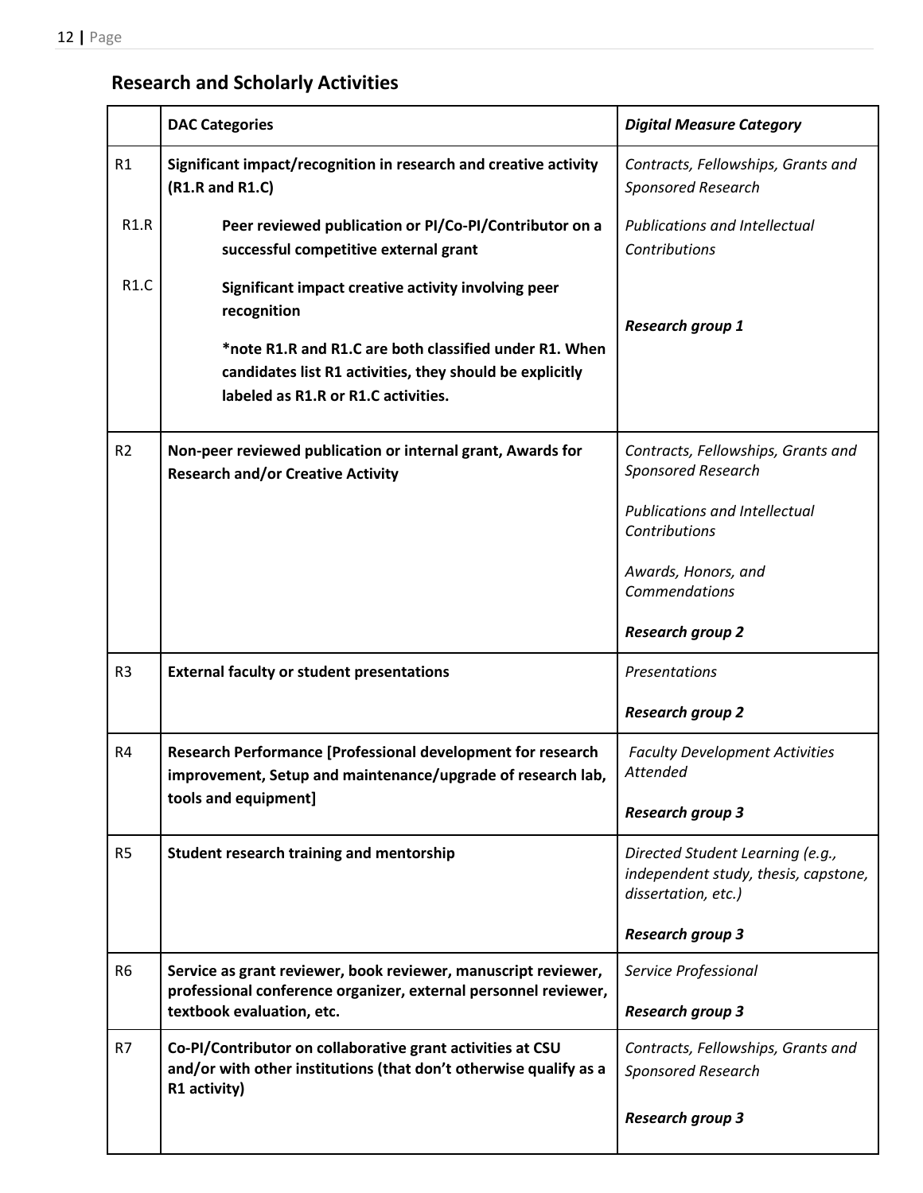## Research and Scholarly Activities

| | DAC Categories | *Digital Measure Category* |
|---|---|---|
| R1 | **Significant impact/recognition in research and creative activity (R1.R and R1.C)** | *Contracts, Fellowships, Grants and Sponsored Research* |
| R1.R | **Peer reviewed publication or PI/Co-PI/Contributor on a successful competitive external grant** | *Publications and Intellectual Contributions* |
| R1.C | **Significant impact creative activity involving peer recognition**<br><br>**\*note R1.R and R1.C are both classified under R1. When candidates list R1 activities, they should be explicitly labeled as R1.R or R1.C activities.** | ***Research group 1*** |
| R2 | **Non-peer reviewed publication or internal grant, Awards for Research and/or Creative Activity** | *Contracts, Fellowships, Grants and Sponsored Research*<br><br>*Publications and Intellectual Contributions*<br><br>*Awards, Honors, and Commendations*<br><br>***Research group 2*** |
| R3 | **External faculty or student presentations** | *Presentations*<br><br>***Research group 2*** |
| R4 | **Research Performance [Professional development for research improvement, Setup and maintenance/upgrade of research lab, tools and equipment]** | *Faculty Development Activities Attended*<br><br>***Research group 3*** |
| R5 | **Student research training and mentorship** | *Directed Student Learning (e.g., independent study, thesis, capstone, dissertation, etc.)*<br><br>***Research group 3*** |
| R6 | **Service as grant reviewer, book reviewer, manuscript reviewer, professional conference organizer, external personnel reviewer, textbook evaluation, etc.** | *Service Professional*<br><br>***Research group 3*** |
| R7 | **Co-PI/Contributor on collaborative grant activities at CSU and/or with other institutions (that don't otherwise qualify as a R1 activity)** | *Contracts, Fellowships, Grants and Sponsored Research*<br><br>***Research group 3*** |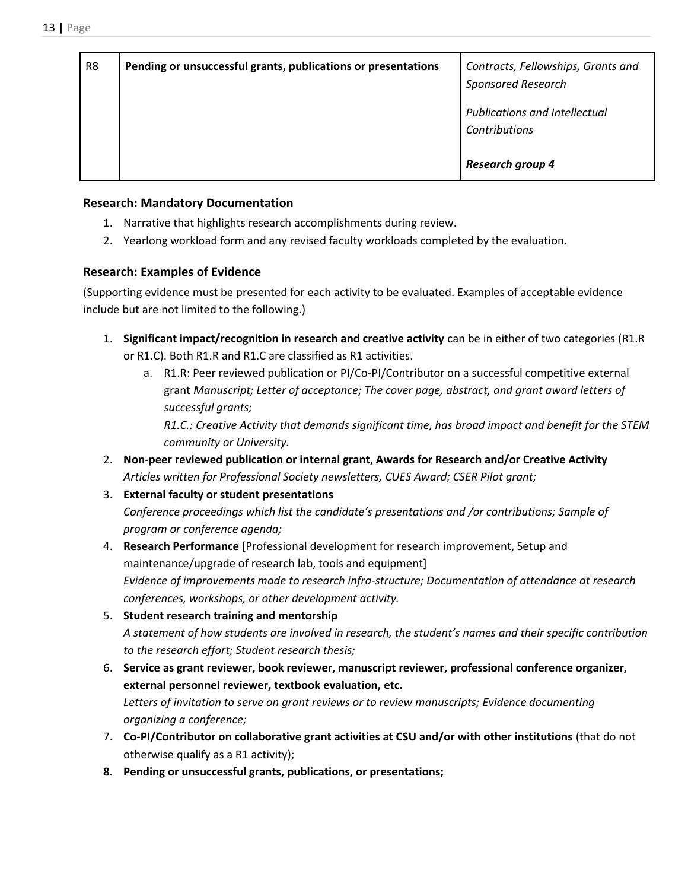| R8 | **Pending or unsuccessful grants, publications or presentations** | *Contracts, Fellowships, Grants and Sponsored Research*<br><br>*Publications and Intellectual Contributions*<br><br>***Research group 4*** |
|---|---|---|

### Research: Mandatory Documentation

1. Narrative that highlights research accomplishments during review.
2. Yearlong workload form and any revised faculty workloads completed by the evaluation.

### Research: Examples of Evidence

(Supporting evidence must be presented for each activity to be evaluated. Examples of acceptable evidence include but are not limited to the following.)

1. **Significant impact/recognition in research and creative activity** can be in either of two categories (R1.R or R1.C). Both R1.R and R1.C are classified as R1 activities.
   a. R1.R: Peer reviewed publication or PI/Co-PI/Contributor on a successful competitive external grant *Manuscript; Letter of acceptance; The cover page, abstract, and grant award letters of successful grants;*
      *R1.C.: Creative Activity that demands significant time, has broad impact and benefit for the STEM community or University.*
2. **Non-peer reviewed publication or internal grant, Awards for Research and/or Creative Activity**
   *Articles written for Professional Society newsletters, CUES Award; CSER Pilot grant;*
3. **External faculty or student presentations**
   *Conference proceedings which list the candidate's presentations and /or contributions; Sample of program or conference agenda;*
4. **Research Performance** [Professional development for research improvement, Setup and maintenance/upgrade of research lab, tools and equipment]
   *Evidence of improvements made to research infra-structure; Documentation of attendance at research conferences, workshops, or other development activity.*
5. **Student research training and mentorship**
   *A statement of how students are involved in research, the student's names and their specific contribution to the research effort; Student research thesis;*
6. **Service as grant reviewer, book reviewer, manuscript reviewer, professional conference organizer, external personnel reviewer, textbook evaluation, etc.**
   *Letters of invitation to serve on grant reviews or to review manuscripts; Evidence documenting organizing a conference;*
7. **Co-PI/Contributor on collaborative grant activities at CSU and/or with other institutions** (that do not otherwise qualify as a R1 activity);
8. **Pending or unsuccessful grants, publications, or presentations;**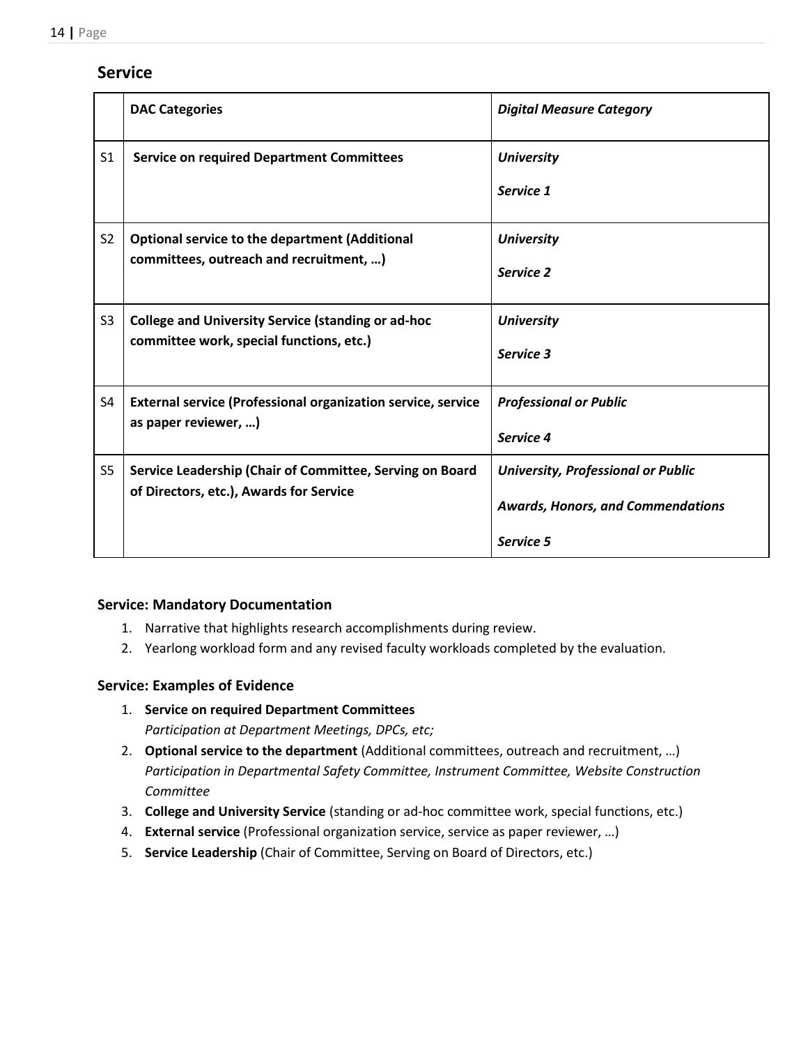## Service

| | **DAC Categories** | ***Digital Measure Category*** |
|---|---|---|
| S1 | **Service on required Department Committees** | ***University*** <br> ***Service 1*** |
| S2 | **Optional service to the department (Additional committees, outreach and recruitment, …)** | ***University*** <br> ***Service 2*** |
| S3 | **College and University Service (standing or ad-hoc committee work, special functions, etc.)** | ***University*** <br> ***Service 3*** |
| S4 | **External service (Professional organization service, service as paper reviewer, …)** | ***Professional or Public*** <br> ***Service 4*** |
| S5 | **Service Leadership (Chair of Committee, Serving on Board of Directors, etc.), Awards for Service** | ***University, Professional or Public*** <br> ***Awards, Honors, and Commendations*** <br> ***Service 5*** |

### Service: Mandatory Documentation

1. Narrative that highlights research accomplishments during review.
2. Yearlong workload form and any revised faculty workloads completed by the evaluation.

### Service: Examples of Evidence

1. **Service on required Department Committees**
   *Participation at Department Meetings, DPCs, etc;*
2. **Optional service to the department** (Additional committees, outreach and recruitment, …)
   *Participation in Departmental Safety Committee, Instrument Committee, Website Construction Committee*
3. **College and University Service** (standing or ad-hoc committee work, special functions, etc.)
4. **External service** (Professional organization service, service as paper reviewer, …)
5. **Service Leadership** (Chair of Committee, Serving on Board of Directors, etc.)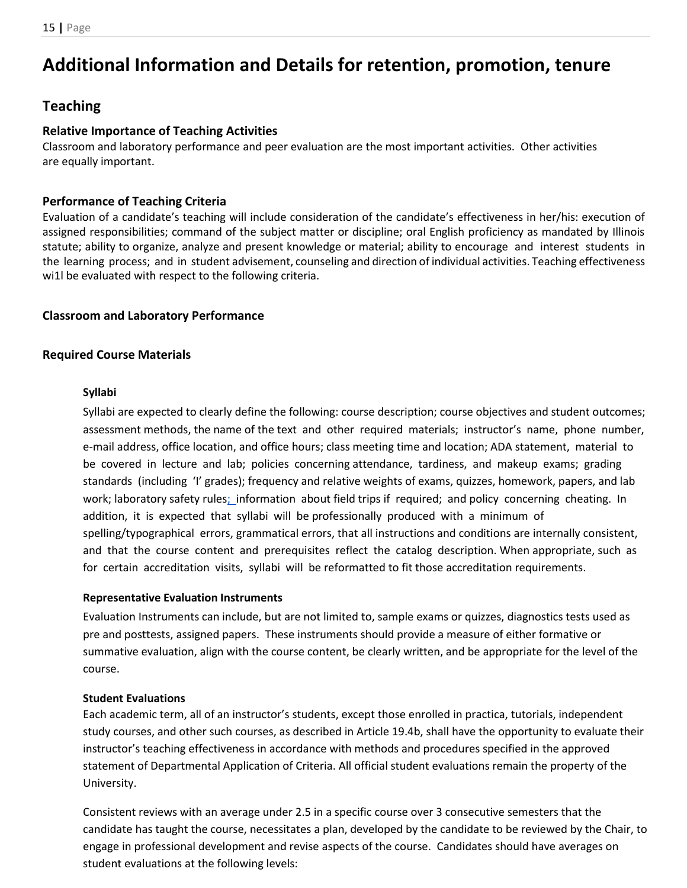# Additional Information and Details for retention, promotion, tenure

## Teaching

### Relative Importance of Teaching Activities

Classroom and laboratory performance and peer evaluation are the most important activities. Other activities are equally important.

### Performance of Teaching Criteria

Evaluation of a candidate's teaching will include consideration of the candidate's effectiveness in her/his: execution of assigned responsibilities; command of the subject matter or discipline; oral English proficiency as mandated by Illinois statute; ability to organize, analyze and present knowledge or material; ability to encourage and interest students in the learning process; and in student advisement, counseling and direction of individual activities. Teaching effectiveness wi1l be evaluated with respect to the following criteria.

### Classroom and Laboratory Performance

### Required Course Materials

#### Syllabi

Syllabi are expected to clearly define the following: course description; course objectives and student outcomes; assessment methods, the name of the text and other required materials; instructor's name, phone number, e-mail address, office location, and office hours; class meeting time and location; ADA statement, material to be covered in lecture and lab; policies concerning attendance, tardiness, and makeup exams; grading standards (including 'I' grades); frequency and relative weights of exams, quizzes, homework, papers, and lab work; laboratory safety rules; information about field trips if required; and policy concerning cheating. In addition, it is expected that syllabi will be professionally produced with a minimum of spelling/typographical errors, grammatical errors, that all instructions and conditions are internally consistent, and that the course content and prerequisites reflect the catalog description. When appropriate, such as for certain accreditation visits, syllabi will be reformatted to fit those accreditation requirements.

#### Representative Evaluation Instruments

Evaluation Instruments can include, but are not limited to, sample exams or quizzes, diagnostics tests used as pre and posttests, assigned papers. These instruments should provide a measure of either formative or summative evaluation, align with the course content, be clearly written, and be appropriate for the level of the course.

#### Student Evaluations

Each academic term, all of an instructor's students, except those enrolled in practica, tutorials, independent study courses, and other such courses, as described in Article 19.4b, shall have the opportunity to evaluate their instructor's teaching effectiveness in accordance with methods and procedures specified in the approved statement of Departmental Application of Criteria. All official student evaluations remain the property of the University.

Consistent reviews with an average under 2.5 in a specific course over 3 consecutive semesters that the candidate has taught the course, necessitates a plan, developed by the candidate to be reviewed by the Chair, to engage in professional development and revise aspects of the course. Candidates should have averages on student evaluations at the following levels: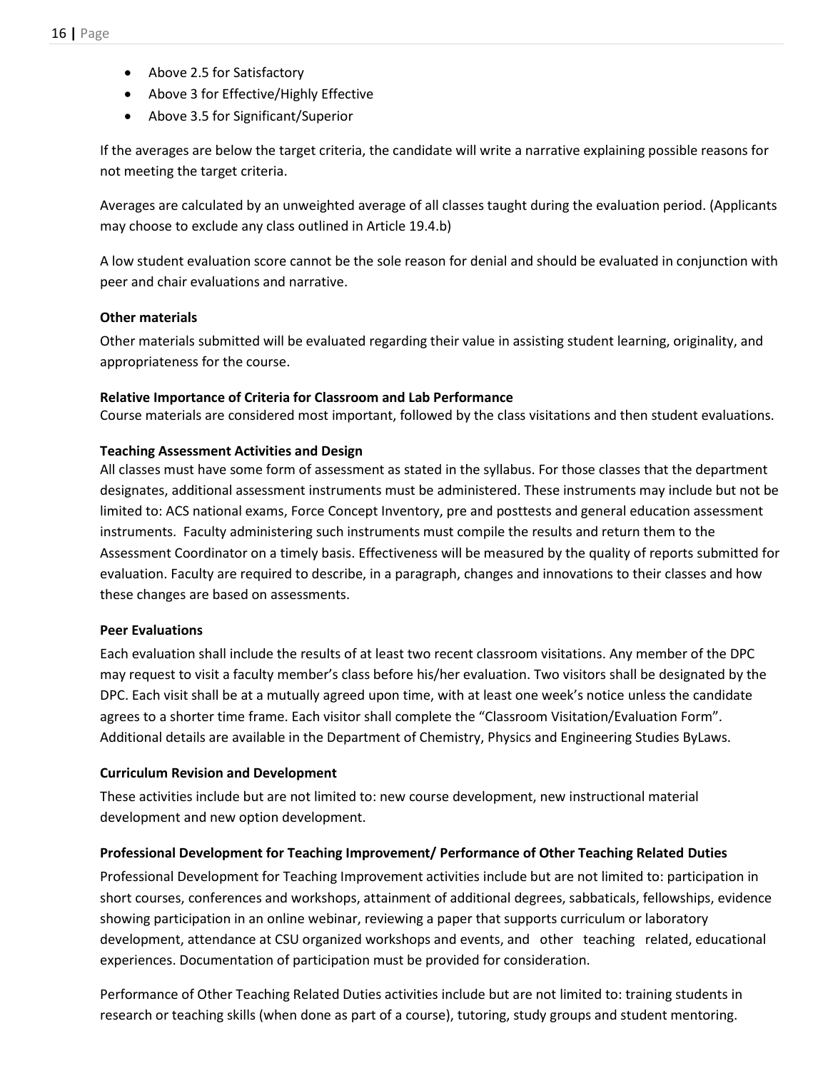- Above 2.5 for Satisfactory
- Above 3 for Effective/Highly Effective
- Above 3.5 for Significant/Superior

If the averages are below the target criteria, the candidate will write a narrative explaining possible reasons for not meeting the target criteria.

Averages are calculated by an unweighted average of all classes taught during the evaluation period. (Applicants may choose to exclude any class outlined in Article 19.4.b)

A low student evaluation score cannot be the sole reason for denial and should be evaluated in conjunction with peer and chair evaluations and narrative.

**Other materials**

Other materials submitted will be evaluated regarding their value in assisting student learning, originality, and appropriateness for the course.

**Relative Importance of Criteria for Classroom and Lab Performance**

Course materials are considered most important, followed by the class visitations and then student evaluations.

**Teaching Assessment Activities and Design**

All classes must have some form of assessment as stated in the syllabus. For those classes that the department designates, additional assessment instruments must be administered. These instruments may include but not be limited to: ACS national exams, Force Concept Inventory, pre and posttests and general education assessment instruments. Faculty administering such instruments must compile the results and return them to the Assessment Coordinator on a timely basis. Effectiveness will be measured by the quality of reports submitted for evaluation. Faculty are required to describe, in a paragraph, changes and innovations to their classes and how these changes are based on assessments.

**Peer Evaluations**

Each evaluation shall include the results of at least two recent classroom visitations. Any member of the DPC may request to visit a faculty member's class before his/her evaluation. Two visitors shall be designated by the DPC. Each visit shall be at a mutually agreed upon time, with at least one week's notice unless the candidate agrees to a shorter time frame. Each visitor shall complete the "Classroom Visitation/Evaluation Form". Additional details are available in the Department of Chemistry, Physics and Engineering Studies ByLaws.

**Curriculum Revision and Development**

These activities include but are not limited to: new course development, new instructional material development and new option development.

**Professional Development for Teaching Improvement/ Performance of Other Teaching Related Duties**

Professional Development for Teaching Improvement activities include but are not limited to: participation in short courses, conferences and workshops, attainment of additional degrees, sabbaticals, fellowships, evidence showing participation in an online webinar, reviewing a paper that supports curriculum or laboratory development, attendance at CSU organized workshops and events, and other teaching related, educational experiences. Documentation of participation must be provided for consideration.

Performance of Other Teaching Related Duties activities include but are not limited to: training students in research or teaching skills (when done as part of a course), tutoring, study groups and student mentoring.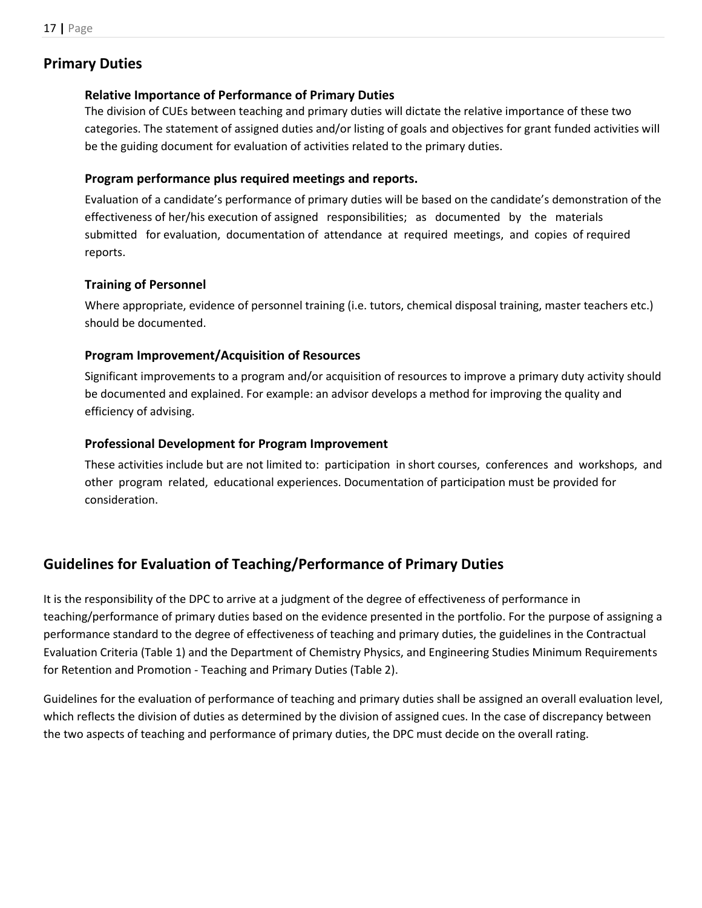## Primary Duties

### Relative Importance of Performance of Primary Duties

The division of CUEs between teaching and primary duties will dictate the relative importance of these two categories. The statement of assigned duties and/or listing of goals and objectives for grant funded activities will be the guiding document for evaluation of activities related to the primary duties.

### Program performance plus required meetings and reports.

Evaluation of a candidate's performance of primary duties will be based on the candidate's demonstration of the effectiveness of her/his execution of assigned responsibilities; as documented by the materials submitted for evaluation, documentation of attendance at required meetings, and copies of required reports.

### Training of Personnel

Where appropriate, evidence of personnel training (i.e. tutors, chemical disposal training, master teachers etc.) should be documented.

### Program Improvement/Acquisition of Resources

Significant improvements to a program and/or acquisition of resources to improve a primary duty activity should be documented and explained. For example: an advisor develops a method for improving the quality and efficiency of advising.

### Professional Development for Program Improvement

These activities include but are not limited to: participation in short courses, conferences and workshops, and other program related, educational experiences. Documentation of participation must be provided for consideration.

## Guidelines for Evaluation of Teaching/Performance of Primary Duties

It is the responsibility of the DPC to arrive at a judgment of the degree of effectiveness of performance in teaching/performance of primary duties based on the evidence presented in the portfolio. For the purpose of assigning a performance standard to the degree of effectiveness of teaching and primary duties, the guidelines in the Contractual Evaluation Criteria (Table 1) and the Department of Chemistry Physics, and Engineering Studies Minimum Requirements for Retention and Promotion - Teaching and Primary Duties (Table 2).

Guidelines for the evaluation of performance of teaching and primary duties shall be assigned an overall evaluation level, which reflects the division of duties as determined by the division of assigned cues. In the case of discrepancy between the two aspects of teaching and performance of primary duties, the DPC must decide on the overall rating.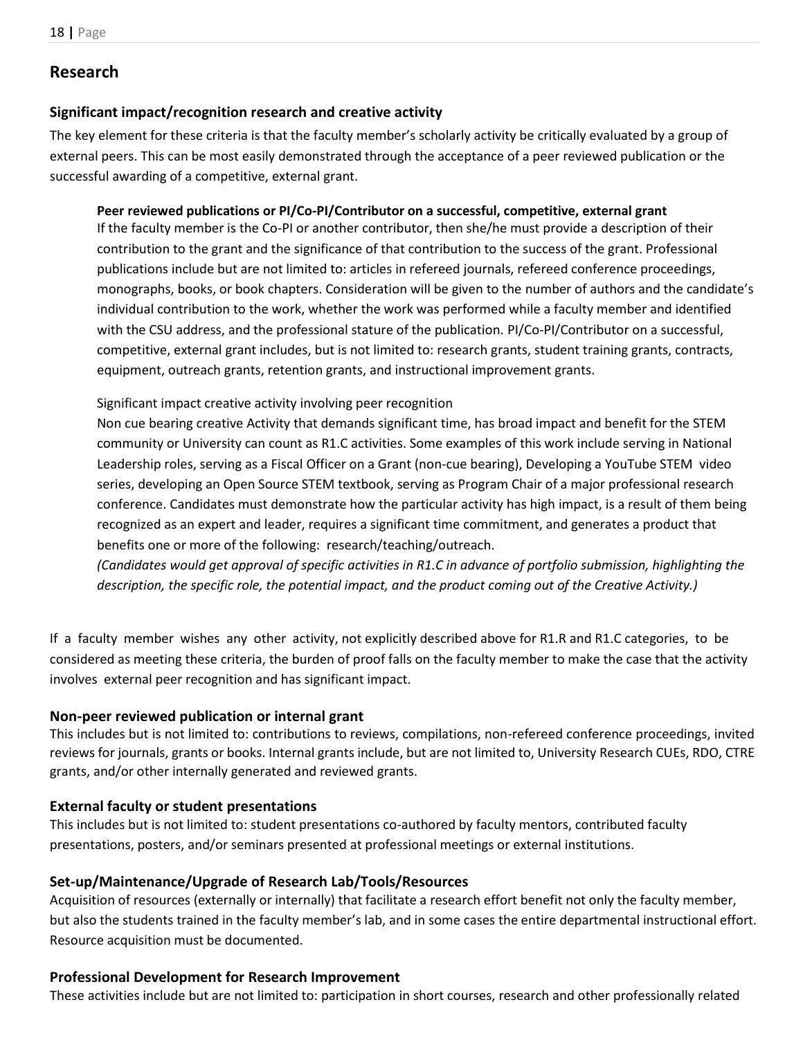## Research

### Significant impact/recognition research and creative activity

The key element for these criteria is that the faculty member's scholarly activity be critically evaluated by a group of external peers. This can be most easily demonstrated through the acceptance of a peer reviewed publication or the successful awarding of a competitive, external grant.

**Peer reviewed publications or PI/Co-PI/Contributor on a successful, competitive, external grant**

If the faculty member is the Co-PI or another contributor, then she/he must provide a description of their contribution to the grant and the significance of that contribution to the success of the grant. Professional publications include but are not limited to: articles in refereed journals, refereed conference proceedings, monographs, books, or book chapters. Consideration will be given to the number of authors and the candidate's individual contribution to the work, whether the work was performed while a faculty member and identified with the CSU address, and the professional stature of the publication. PI/Co-PI/Contributor on a successful, competitive, external grant includes, but is not limited to: research grants, student training grants, contracts, equipment, outreach grants, retention grants, and instructional improvement grants.

Significant impact creative activity involving peer recognition

Non cue bearing creative Activity that demands significant time, has broad impact and benefit for the STEM community or University can count as R1.C activities. Some examples of this work include serving in National Leadership roles, serving as a Fiscal Officer on a Grant (non-cue bearing), Developing a YouTube STEM video series, developing an Open Source STEM textbook, serving as Program Chair of a major professional research conference. Candidates must demonstrate how the particular activity has high impact, is a result of them being recognized as an expert and leader, requires a significant time commitment, and generates a product that benefits one or more of the following: research/teaching/outreach.

*(Candidates would get approval of specific activities in R1.C in advance of portfolio submission, highlighting the description, the specific role, the potential impact, and the product coming out of the Creative Activity.)*

If a faculty member wishes any other activity, not explicitly described above for R1.R and R1.C categories, to be considered as meeting these criteria, the burden of proof falls on the faculty member to make the case that the activity involves external peer recognition and has significant impact.

### Non-peer reviewed publication or internal grant

This includes but is not limited to: contributions to reviews, compilations, non-refereed conference proceedings, invited reviews for journals, grants or books. Internal grants include, but are not limited to, University Research CUEs, RDO, CTRE grants, and/or other internally generated and reviewed grants.

### External faculty or student presentations

This includes but is not limited to: student presentations co-authored by faculty mentors, contributed faculty presentations, posters, and/or seminars presented at professional meetings or external institutions.

### Set-up/Maintenance/Upgrade of Research Lab/Tools/Resources

Acquisition of resources (externally or internally) that facilitate a research effort benefit not only the faculty member, but also the students trained in the faculty member's lab, and in some cases the entire departmental instructional effort. Resource acquisition must be documented.

### Professional Development for Research Improvement

These activities include but are not limited to: participation in short courses, research and other professionally related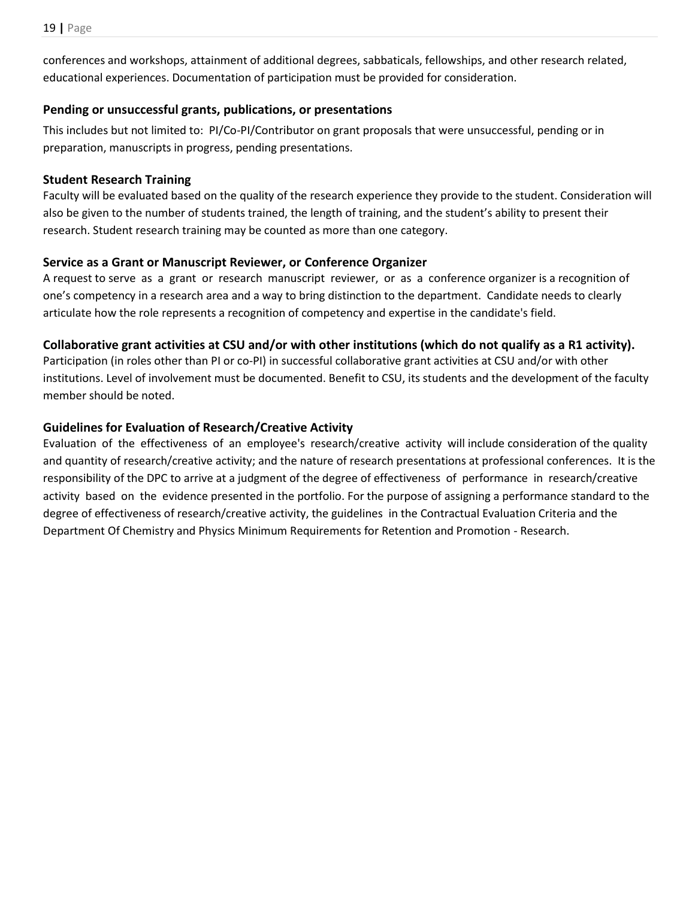conferences and workshops, attainment of additional degrees, sabbaticals, fellowships, and other research related, educational experiences. Documentation of participation must be provided for consideration.

### Pending or unsuccessful grants, publications, or presentations

This includes but not limited to: PI/Co-PI/Contributor on grant proposals that were unsuccessful, pending or in preparation, manuscripts in progress, pending presentations.

### Student Research Training

Faculty will be evaluated based on the quality of the research experience they provide to the student. Consideration will also be given to the number of students trained, the length of training, and the student's ability to present their research. Student research training may be counted as more than one category.

### Service as a Grant or Manuscript Reviewer, or Conference Organizer

A request to serve as a grant or research manuscript reviewer, or as a conference organizer is a recognition of one's competency in a research area and a way to bring distinction to the department. Candidate needs to clearly articulate how the role represents a recognition of competency and expertise in the candidate's field.

### Collaborative grant activities at CSU and/or with other institutions (which do not qualify as a R1 activity).

Participation (in roles other than PI or co-PI) in successful collaborative grant activities at CSU and/or with other institutions. Level of involvement must be documented. Benefit to CSU, its students and the development of the faculty member should be noted.

### Guidelines for Evaluation of Research/Creative Activity

Evaluation of the effectiveness of an employee's research/creative activity will include consideration of the quality and quantity of research/creative activity; and the nature of research presentations at professional conferences. It is the responsibility of the DPC to arrive at a judgment of the degree of effectiveness of performance in research/creative activity based on the evidence presented in the portfolio. For the purpose of assigning a performance standard to the degree of effectiveness of research/creative activity, the guidelines in the Contractual Evaluation Criteria and the Department Of Chemistry and Physics Minimum Requirements for Retention and Promotion - Research.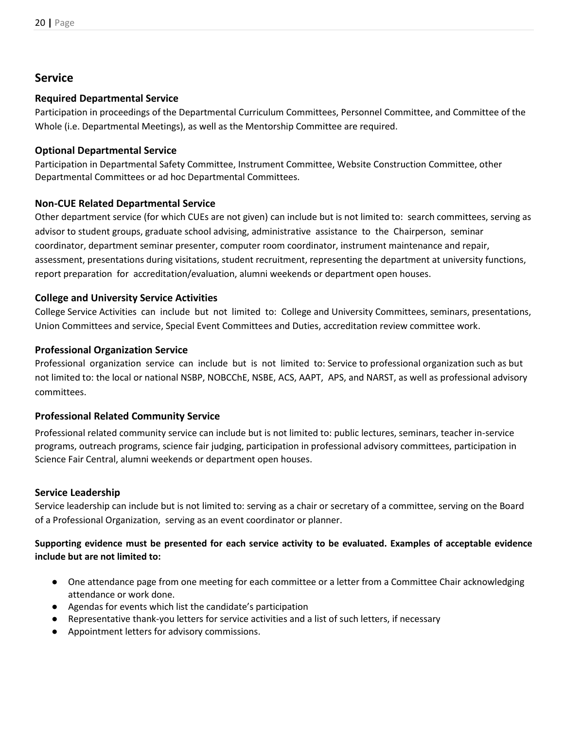## Service

### Required Departmental Service

Participation in proceedings of the Departmental Curriculum Committees, Personnel Committee, and Committee of the Whole (i.e. Departmental Meetings), as well as the Mentorship Committee are required.

### Optional Departmental Service

Participation in Departmental Safety Committee, Instrument Committee, Website Construction Committee, other Departmental Committees or ad hoc Departmental Committees.

### Non-CUE Related Departmental Service

Other department service (for which CUEs are not given) can include but is not limited to: search committees, serving as advisor to student groups, graduate school advising, administrative assistance to the Chairperson, seminar coordinator, department seminar presenter, computer room coordinator, instrument maintenance and repair, assessment, presentations during visitations, student recruitment, representing the department at university functions, report preparation for accreditation/evaluation, alumni weekends or department open houses.

### College and University Service Activities

College Service Activities can include but not limited to: College and University Committees, seminars, presentations, Union Committees and service, Special Event Committees and Duties, accreditation review committee work.

### Professional Organization Service

Professional organization service can include but is not limited to: Service to professional organization such as but not limited to: the local or national NSBP, NOBCChE, NSBE, ACS, AAPT, APS, and NARST, as well as professional advisory committees.

### Professional Related Community Service

Professional related community service can include but is not limited to: public lectures, seminars, teacher in-service programs, outreach programs, science fair judging, participation in professional advisory committees, participation in Science Fair Central, alumni weekends or department open houses.

### Service Leadership

Service leadership can include but is not limited to: serving as a chair or secretary of a committee, serving on the Board of a Professional Organization, serving as an event coordinator or planner.

**Supporting evidence must be presented for each service activity to be evaluated. Examples of acceptable evidence include but are not limited to:**

- One attendance page from one meeting for each committee or a letter from a Committee Chair acknowledging attendance or work done.
- Agendas for events which list the candidate's participation
- Representative thank-you letters for service activities and a list of such letters, if necessary
- Appointment letters for advisory commissions.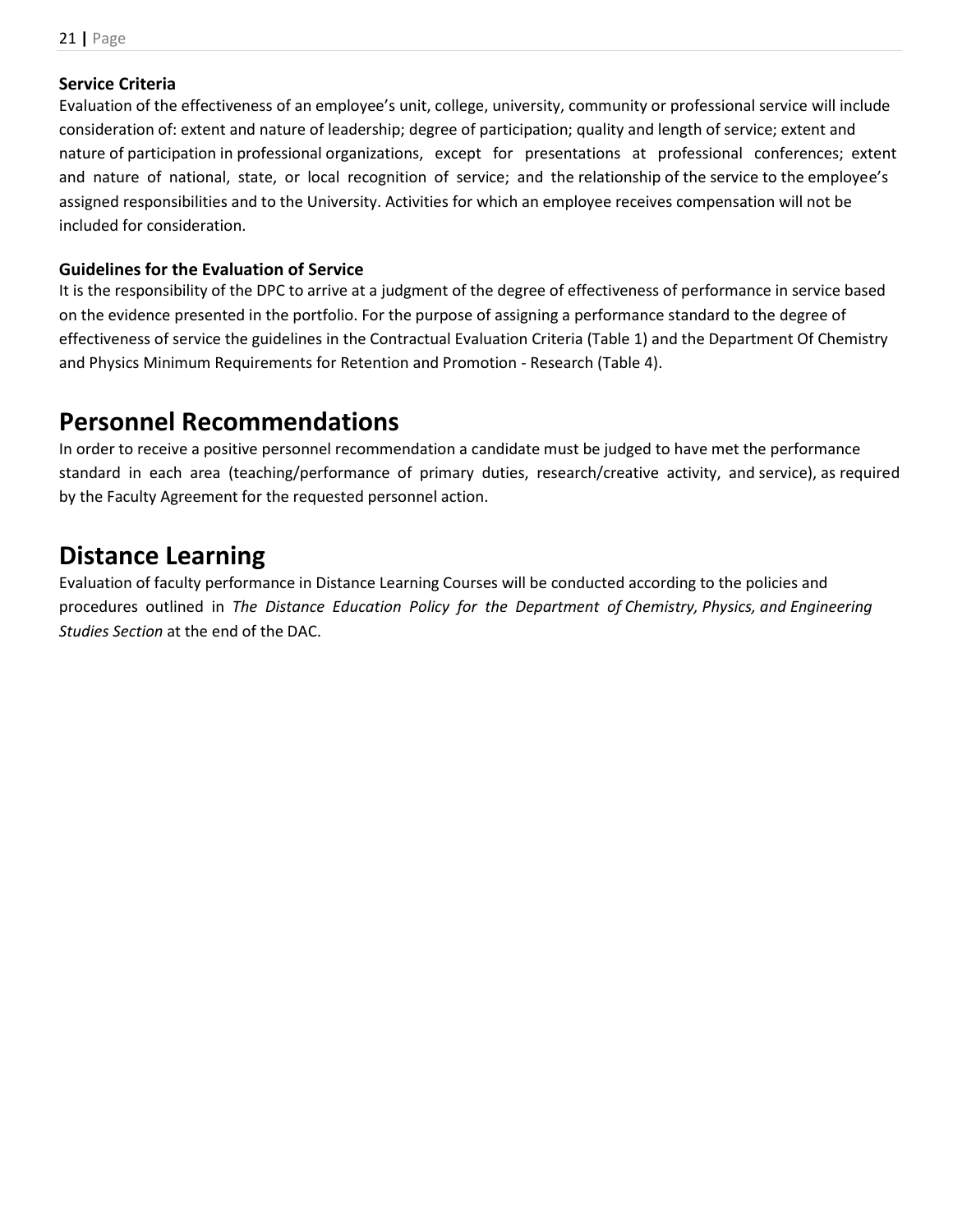### Service Criteria

Evaluation of the effectiveness of an employee's unit, college, university, community or professional service will include consideration of: extent and nature of leadership; degree of participation; quality and length of service; extent and nature of participation in professional organizations, except for presentations at professional conferences; extent and nature of national, state, or local recognition of service; and the relationship of the service to the employee's assigned responsibilities and to the University. Activities for which an employee receives compensation will not be included for consideration.

### Guidelines for the Evaluation of Service

It is the responsibility of the DPC to arrive at a judgment of the degree of effectiveness of performance in service based on the evidence presented in the portfolio. For the purpose of assigning a performance standard to the degree of effectiveness of service the guidelines in the Contractual Evaluation Criteria (Table 1) and the Department Of Chemistry and Physics Minimum Requirements for Retention and Promotion - Research (Table 4).

# Personnel Recommendations

In order to receive a positive personnel recommendation a candidate must be judged to have met the performance standard in each area (teaching/performance of primary duties, research/creative activity, and service), as required by the Faculty Agreement for the requested personnel action.

# Distance Learning

Evaluation of faculty performance in Distance Learning Courses will be conducted according to the policies and procedures outlined in *The Distance Education Policy for the Department of Chemistry, Physics, and Engineering Studies Section* at the end of the DAC.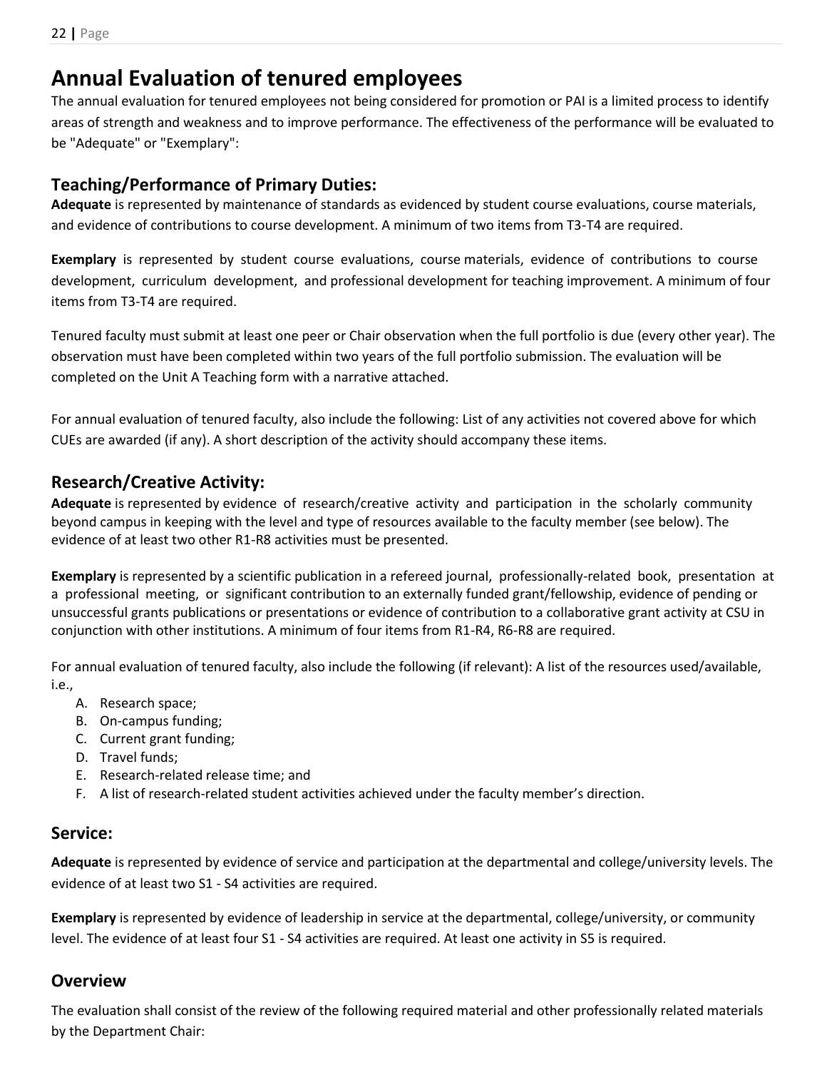# Annual Evaluation of tenured employees

The annual evaluation for tenured employees not being considered for promotion or PAI is a limited process to identify areas of strength and weakness and to improve performance. The effectiveness of the performance will be evaluated to be "Adequate" or "Exemplary":

## Teaching/Performance of Primary Duties:

**Adequate** is represented by maintenance of standards as evidenced by student course evaluations, course materials, and evidence of contributions to course development. A minimum of two items from T3-T4 are required.

**Exemplary** is represented by student course evaluations, course materials, evidence of contributions to course development, curriculum development, and professional development for teaching improvement. A minimum of four items from T3-T4 are required.

Tenured faculty must submit at least one peer or Chair observation when the full portfolio is due (every other year). The observation must have been completed within two years of the full portfolio submission. The evaluation will be completed on the Unit A Teaching form with a narrative attached.

For annual evaluation of tenured faculty, also include the following: List of any activities not covered above for which CUEs are awarded (if any). A short description of the activity should accompany these items.

## Research/Creative Activity:

**Adequate** is represented by evidence of research/creative activity and participation in the scholarly community beyond campus in keeping with the level and type of resources available to the faculty member (see below). The evidence of at least two other R1-R8 activities must be presented.

**Exemplary** is represented by a scientific publication in a refereed journal, professionally-related book, presentation at a professional meeting, or significant contribution to an externally funded grant/fellowship, evidence of pending or unsuccessful grants publications or presentations or evidence of contribution to a collaborative grant activity at CSU in conjunction with other institutions. A minimum of four items from R1-R4, R6-R8 are required.

For annual evaluation of tenured faculty, also include the following (if relevant): A list of the resources used/available, i.e.,

A. Research space;
B. On-campus funding;
C. Current grant funding;
D. Travel funds;
E. Research-related release time; and
F. A list of research-related student activities achieved under the faculty member's direction.

## Service:

**Adequate** is represented by evidence of service and participation at the departmental and college/university levels. The evidence of at least two S1 - S4 activities are required.

**Exemplary** is represented by evidence of leadership in service at the departmental, college/university, or community level. The evidence of at least four S1 - S4 activities are required. At least one activity in S5 is required.

## Overview

The evaluation shall consist of the review of the following required material and other professionally related materials by the Department Chair: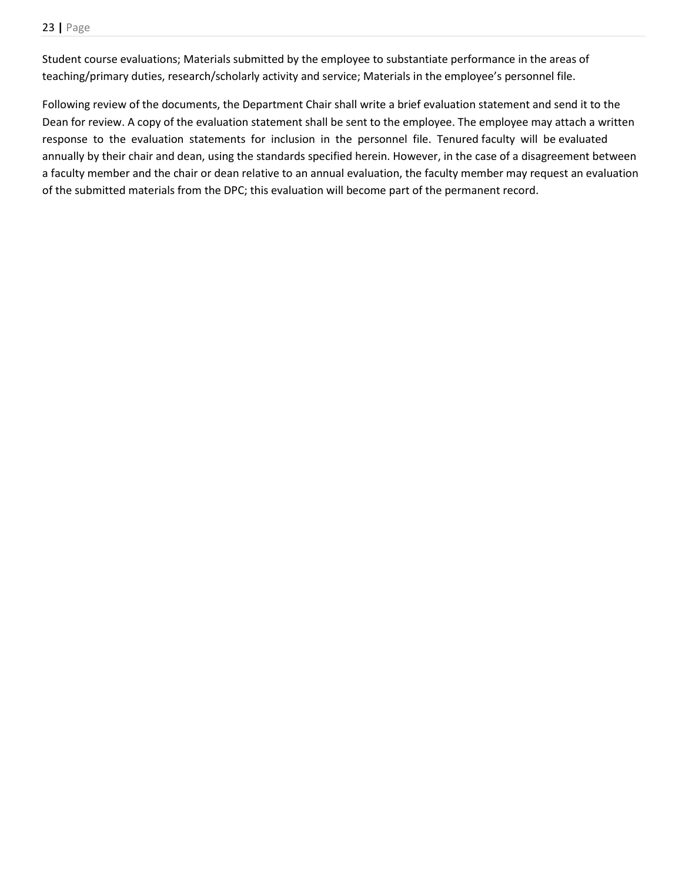Student course evaluations; Materials submitted by the employee to substantiate performance in the areas of teaching/primary duties, research/scholarly activity and service; Materials in the employee's personnel file.

Following review of the documents, the Department Chair shall write a brief evaluation statement and send it to the Dean for review. A copy of the evaluation statement shall be sent to the employee. The employee may attach a written response to the evaluation statements for inclusion in the personnel file. Tenured faculty will be evaluated annually by their chair and dean, using the standards specified herein. However, in the case of a disagreement between a faculty member and the chair or dean relative to an annual evaluation, the faculty member may request an evaluation of the submitted materials from the DPC; this evaluation will become part of the permanent record.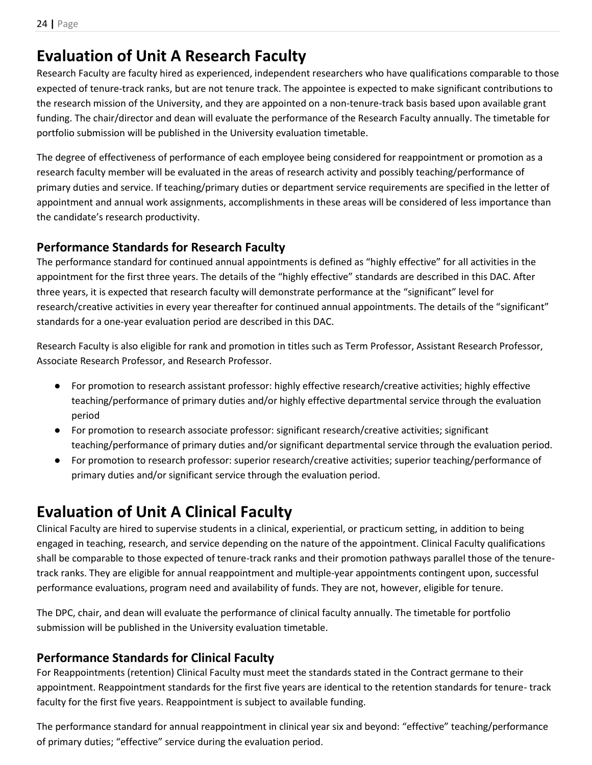# Evaluation of Unit A Research Faculty

Research Faculty are faculty hired as experienced, independent researchers who have qualifications comparable to those expected of tenure-track ranks, but are not tenure track. The appointee is expected to make significant contributions to the research mission of the University, and they are appointed on a non-tenure-track basis based upon available grant funding. The chair/director and dean will evaluate the performance of the Research Faculty annually. The timetable for portfolio submission will be published in the University evaluation timetable.

The degree of effectiveness of performance of each employee being considered for reappointment or promotion as a research faculty member will be evaluated in the areas of research activity and possibly teaching/performance of primary duties and service. If teaching/primary duties or department service requirements are specified in the letter of appointment and annual work assignments, accomplishments in these areas will be considered of less importance than the candidate's research productivity.

## Performance Standards for Research Faculty

The performance standard for continued annual appointments is defined as "highly effective" for all activities in the appointment for the first three years. The details of the "highly effective" standards are described in this DAC. After three years, it is expected that research faculty will demonstrate performance at the "significant" level for research/creative activities in every year thereafter for continued annual appointments. The details of the "significant" standards for a one-year evaluation period are described in this DAC.

Research Faculty is also eligible for rank and promotion in titles such as Term Professor, Assistant Research Professor, Associate Research Professor, and Research Professor.

- For promotion to research assistant professor: highly effective research/creative activities; highly effective teaching/performance of primary duties and/or highly effective departmental service through the evaluation period
- For promotion to research associate professor: significant research/creative activities; significant teaching/performance of primary duties and/or significant departmental service through the evaluation period.
- For promotion to research professor: superior research/creative activities; superior teaching/performance of primary duties and/or significant service through the evaluation period.

# Evaluation of Unit A Clinical Faculty

Clinical Faculty are hired to supervise students in a clinical, experiential, or practicum setting, in addition to being engaged in teaching, research, and service depending on the nature of the appointment. Clinical Faculty qualifications shall be comparable to those expected of tenure-track ranks and their promotion pathways parallel those of the tenure-track ranks. They are eligible for annual reappointment and multiple-year appointments contingent upon, successful performance evaluations, program need and availability of funds. They are not, however, eligible for tenure.

The DPC, chair, and dean will evaluate the performance of clinical faculty annually. The timetable for portfolio submission will be published in the University evaluation timetable.

## Performance Standards for Clinical Faculty

For Reappointments (retention) Clinical Faculty must meet the standards stated in the Contract germane to their appointment. Reappointment standards for the first five years are identical to the retention standards for tenure- track faculty for the first five years. Reappointment is subject to available funding.

The performance standard for annual reappointment in clinical year six and beyond: "effective" teaching/performance of primary duties; "effective" service during the evaluation period.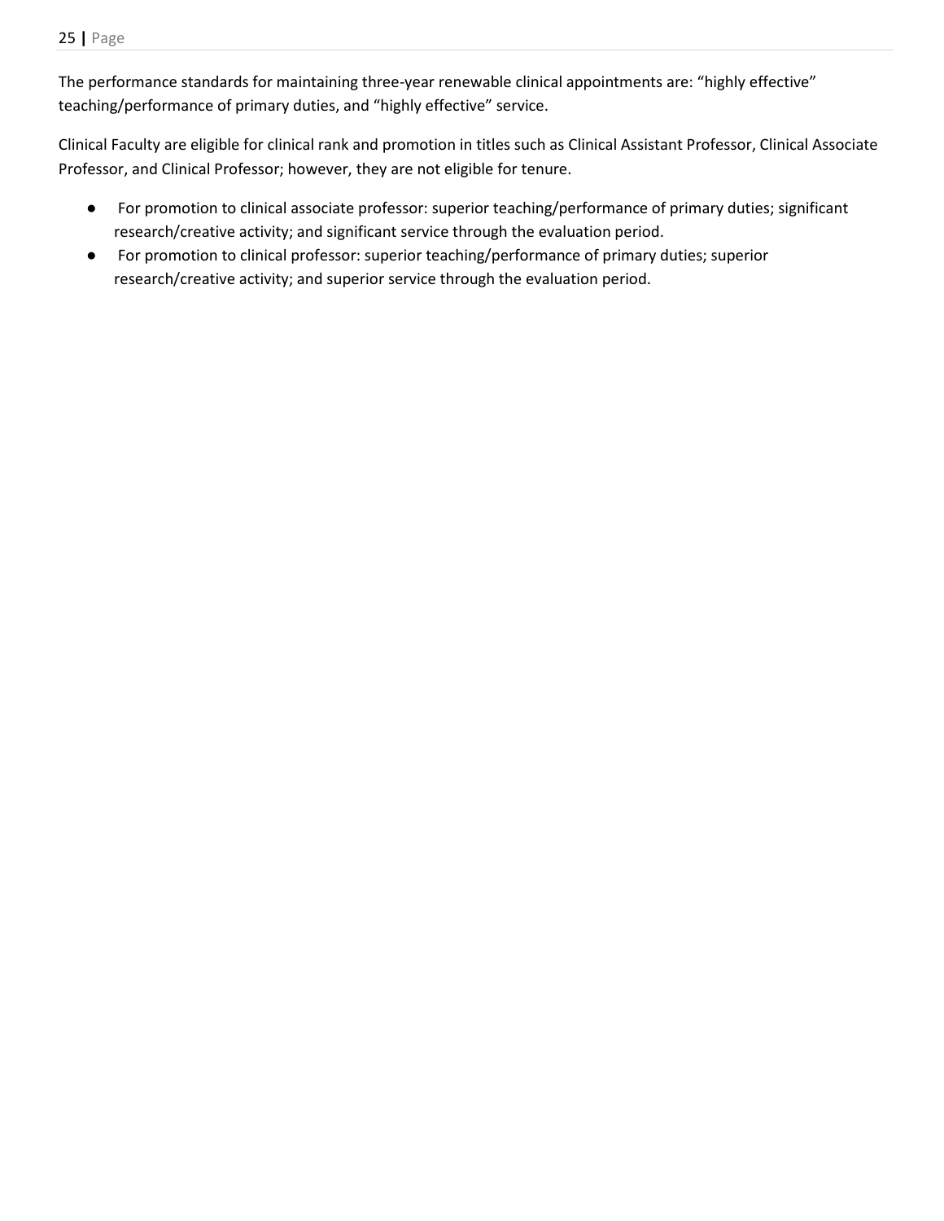The performance standards for maintaining three-year renewable clinical appointments are: “highly effective” teaching/performance of primary duties, and “highly effective” service.

Clinical Faculty are eligible for clinical rank and promotion in titles such as Clinical Assistant Professor, Clinical Associate Professor, and Clinical Professor; however, they are not eligible for tenure.

- For promotion to clinical associate professor: superior teaching/performance of primary duties; significant research/creative activity; and significant service through the evaluation period.
- For promotion to clinical professor: superior teaching/performance of primary duties; superior research/creative activity; and superior service through the evaluation period.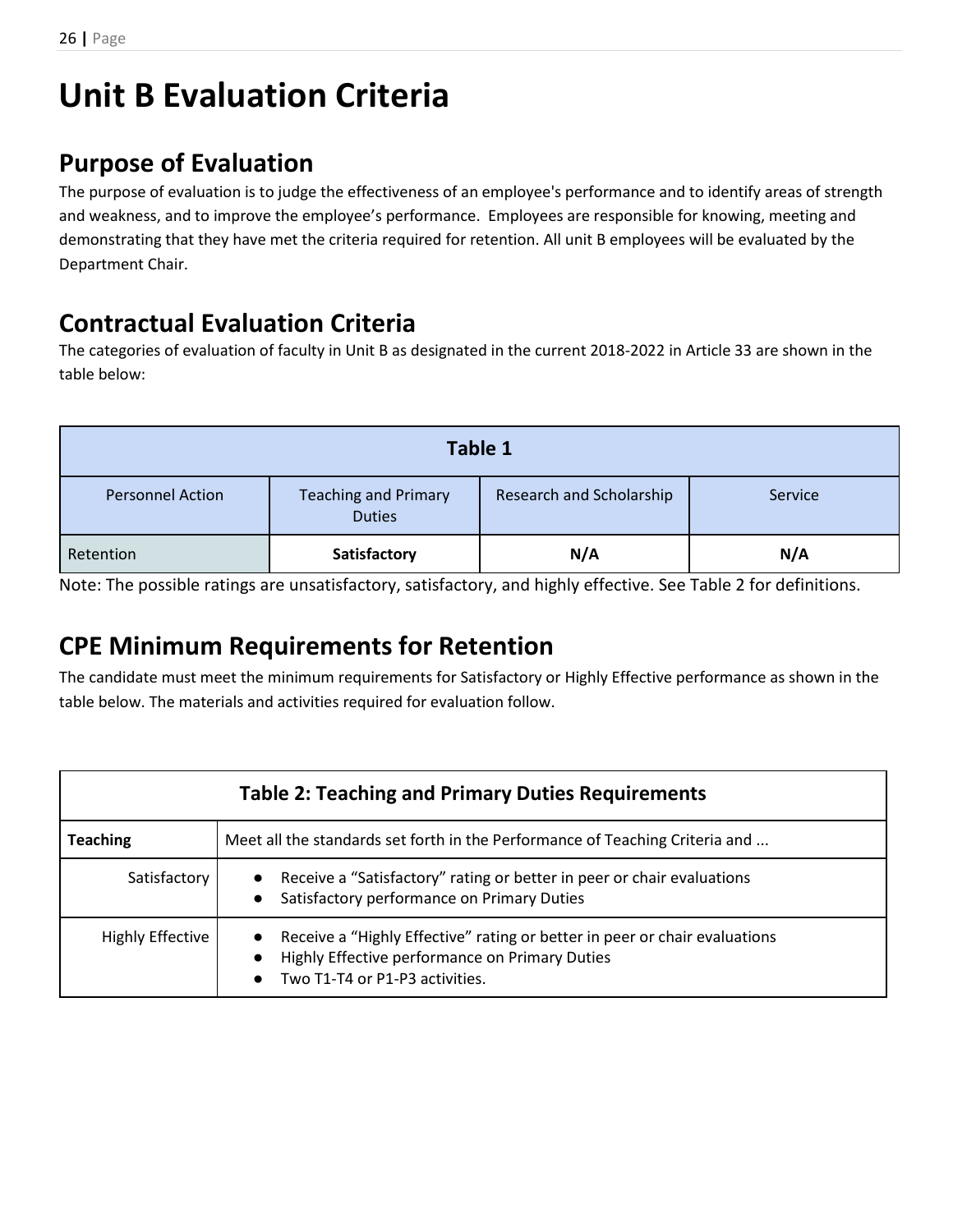# Unit B Evaluation Criteria

## Purpose of Evaluation

The purpose of evaluation is to judge the effectiveness of an employee's performance and to identify areas of strength and weakness, and to improve the employee's performance. Employees are responsible for knowing, meeting and demonstrating that they have met the criteria required for retention. All unit B employees will be evaluated by the Department Chair.

## Contractual Evaluation Criteria

The categories of evaluation of faculty in Unit B as designated in the current 2018-2022 in Article 33 are shown in the table below:

| Table 1 | | | |
|---|---|---|---|
| Personnel Action | Teaching and Primary Duties | Research and Scholarship | Service |
| Retention | **Satisfactory** | **N/A** | **N/A** |

Note: The possible ratings are unsatisfactory, satisfactory, and highly effective. See Table 2 for definitions.

## CPE Minimum Requirements for Retention

The candidate must meet the minimum requirements for Satisfactory or Highly Effective performance as shown in the table below. The materials and activities required for evaluation follow.

| Table 2: Teaching and Primary Duties Requirements | |
|---|---|
| **Teaching** | Meet all the standards set forth in the Performance of Teaching Criteria and ... |
| Satisfactory | • Receive a "Satisfactory" rating or better in peer or chair evaluations<br>• Satisfactory performance on Primary Duties |
| Highly Effective | • Receive a "Highly Effective" rating or better in peer or chair evaluations<br>• Highly Effective performance on Primary Duties<br>• Two T1-T4 or P1-P3 activities. |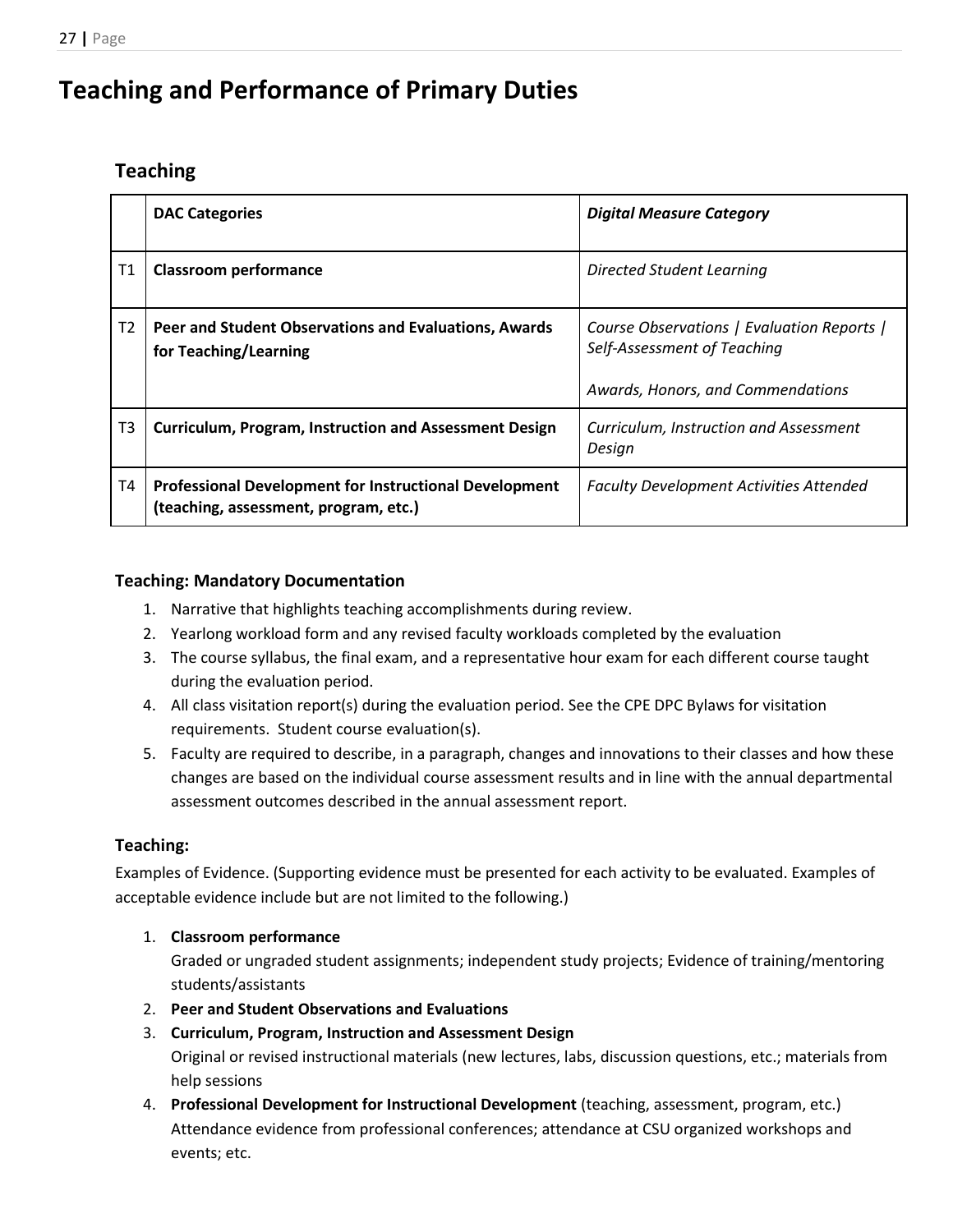# Teaching and Performance of Primary Duties

## Teaching

| | **DAC Categories** | ***Digital Measure Category*** |
|---|---|---|
| T1 | **Classroom performance** | *Directed Student Learning* |
| T2 | **Peer and Student Observations and Evaluations, Awards for Teaching/Learning** | *Course Observations \| Evaluation Reports \| Self-Assessment of Teaching*<br><br>*Awards, Honors, and Commendations* |
| T3 | **Curriculum, Program, Instruction and Assessment Design** | *Curriculum, Instruction and Assessment Design* |
| T4 | **Professional Development for Instructional Development (teaching, assessment, program, etc.)** | *Faculty Development Activities Attended* |

### Teaching: Mandatory Documentation

1. Narrative that highlights teaching accomplishments during review.
2. Yearlong workload form and any revised faculty workloads completed by the evaluation
3. The course syllabus, the final exam, and a representative hour exam for each different course taught during the evaluation period.
4. All class visitation report(s) during the evaluation period. See the CPE DPC Bylaws for visitation requirements. Student course evaluation(s).
5. Faculty are required to describe, in a paragraph, changes and innovations to their classes and how these changes are based on the individual course assessment results and in line with the annual departmental assessment outcomes described in the annual assessment report.

### Teaching:

Examples of Evidence. (Supporting evidence must be presented for each activity to be evaluated. Examples of acceptable evidence include but are not limited to the following.)

1. **Classroom performance**
   Graded or ungraded student assignments; independent study projects; Evidence of training/mentoring students/assistants
2. **Peer and Student Observations and Evaluations**
3. **Curriculum, Program, Instruction and Assessment Design**
   Original or revised instructional materials (new lectures, labs, discussion questions, etc.; materials from help sessions
4. **Professional Development for Instructional Development** (teaching, assessment, program, etc.)
   Attendance evidence from professional conferences; attendance at CSU organized workshops and events; etc.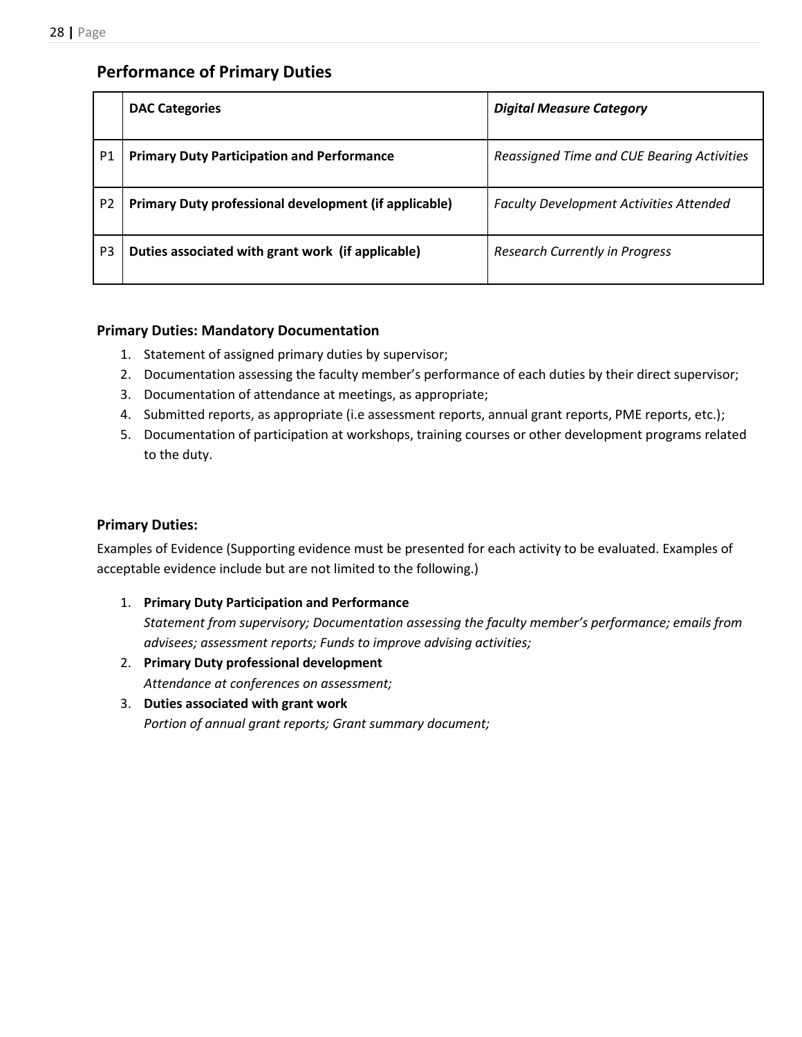## Performance of Primary Duties

| | **DAC Categories** | ***Digital Measure Category*** |
|---|---|---|
| P1 | **Primary Duty Participation and Performance** | *Reassigned Time and CUE Bearing Activities* |
| P2 | **Primary Duty professional development (if applicable)** | *Faculty Development Activities Attended* |
| P3 | **Duties associated with grant work (if applicable)** | *Research Currently in Progress* |

### Primary Duties: Mandatory Documentation

1. Statement of assigned primary duties by supervisor;
2. Documentation assessing the faculty member's performance of each duties by their direct supervisor;
3. Documentation of attendance at meetings, as appropriate;
4. Submitted reports, as appropriate (i.e assessment reports, annual grant reports, PME reports, etc.);
5. Documentation of participation at workshops, training courses or other development programs related to the duty.

### Primary Duties:

Examples of Evidence (Supporting evidence must be presented for each activity to be evaluated. Examples of acceptable evidence include but are not limited to the following.)

1. **Primary Duty Participation and Performance**
   *Statement from supervisory; Documentation assessing the faculty member's performance; emails from advisees; assessment reports; Funds to improve advising activities;*
2. **Primary Duty professional development**
   *Attendance at conferences on assessment;*
3. **Duties associated with grant work**
   *Portion of annual grant reports; Grant summary document;*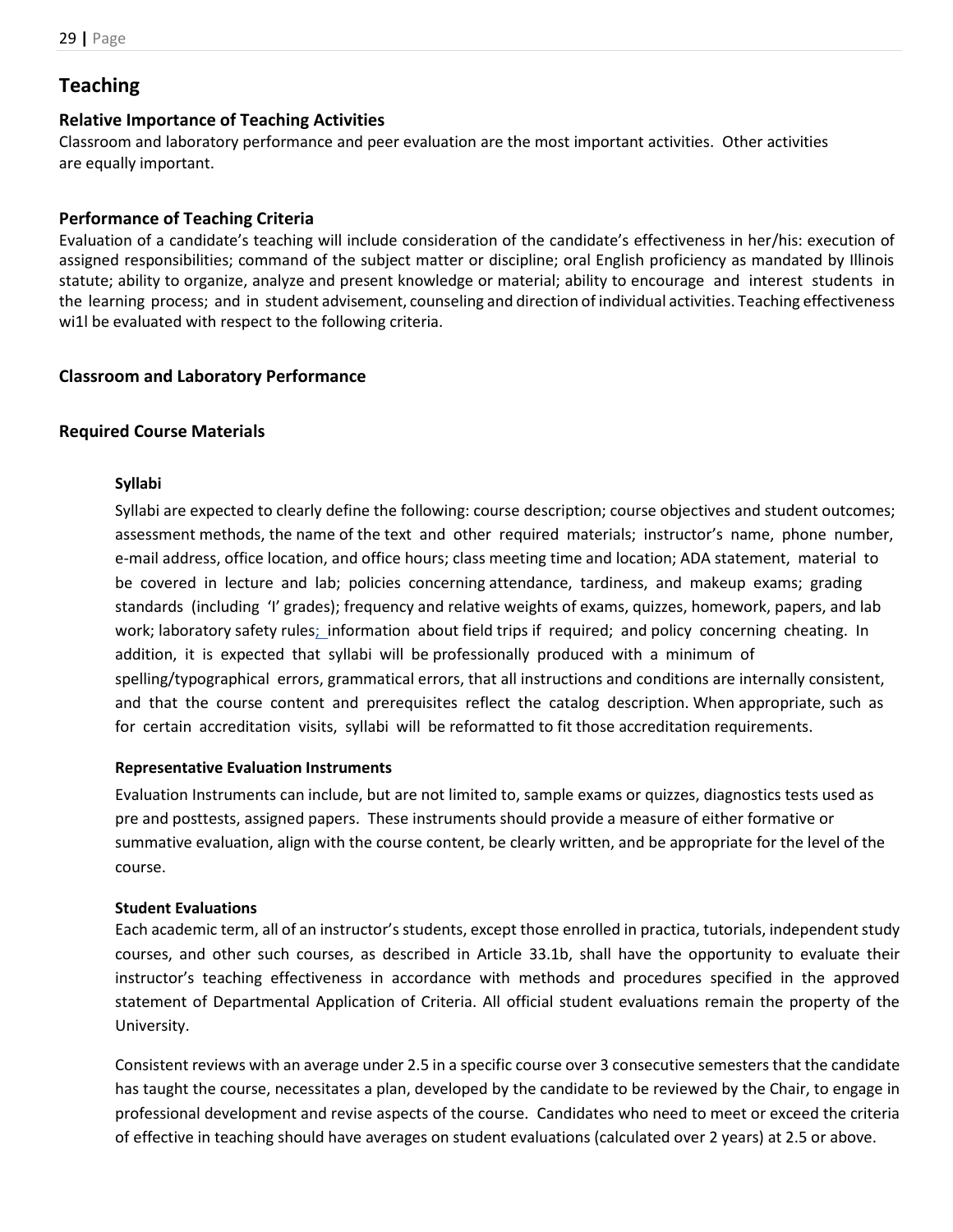## Teaching

### Relative Importance of Teaching Activities

Classroom and laboratory performance and peer evaluation are the most important activities. Other activities are equally important.

### Performance of Teaching Criteria

Evaluation of a candidate's teaching will include consideration of the candidate's effectiveness in her/his: execution of assigned responsibilities; command of the subject matter or discipline; oral English proficiency as mandated by Illinois statute; ability to organize, analyze and present knowledge or material; ability to encourage and interest students in the learning process; and in student advisement, counseling and direction of individual activities. Teaching effectiveness wi1l be evaluated with respect to the following criteria.

### Classroom and Laboratory Performance

### Required Course Materials

#### Syllabi

Syllabi are expected to clearly define the following: course description; course objectives and student outcomes; assessment methods, the name of the text and other required materials; instructor's name, phone number, e-mail address, office location, and office hours; class meeting time and location; ADA statement, material to be covered in lecture and lab; policies concerning attendance, tardiness, and makeup exams; grading standards (including 'I' grades); frequency and relative weights of exams, quizzes, homework, papers, and lab work; laboratory safety rules; information about field trips if required; and policy concerning cheating. In addition, it is expected that syllabi will be professionally produced with a minimum of spelling/typographical errors, grammatical errors, that all instructions and conditions are internally consistent, and that the course content and prerequisites reflect the catalog description. When appropriate, such as for certain accreditation visits, syllabi will be reformatted to fit those accreditation requirements.

#### Representative Evaluation Instruments

Evaluation Instruments can include, but are not limited to, sample exams or quizzes, diagnostics tests used as pre and posttests, assigned papers. These instruments should provide a measure of either formative or summative evaluation, align with the course content, be clearly written, and be appropriate for the level of the course.

#### Student Evaluations

Each academic term, all of an instructor's students, except those enrolled in practica, tutorials, independent study courses, and other such courses, as described in Article 33.1b, shall have the opportunity to evaluate their instructor's teaching effectiveness in accordance with methods and procedures specified in the approved statement of Departmental Application of Criteria. All official student evaluations remain the property of the University.

Consistent reviews with an average under 2.5 in a specific course over 3 consecutive semesters that the candidate has taught the course, necessitates a plan, developed by the candidate to be reviewed by the Chair, to engage in professional development and revise aspects of the course. Candidates who need to meet or exceed the criteria of effective in teaching should have averages on student evaluations (calculated over 2 years) at 2.5 or above.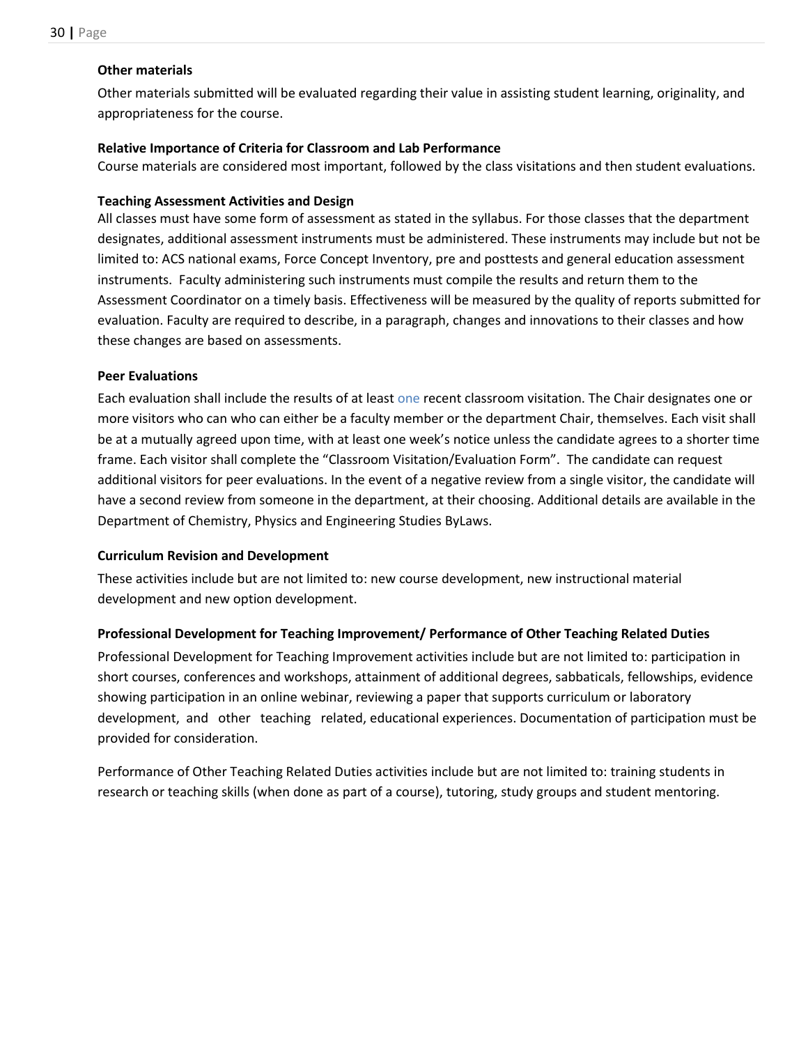### Other materials

Other materials submitted will be evaluated regarding their value in assisting student learning, originality, and appropriateness for the course.

### Relative Importance of Criteria for Classroom and Lab Performance

Course materials are considered most important, followed by the class visitations and then student evaluations.

### Teaching Assessment Activities and Design

All classes must have some form of assessment as stated in the syllabus. For those classes that the department designates, additional assessment instruments must be administered. These instruments may include but not be limited to: ACS national exams, Force Concept Inventory, pre and posttests and general education assessment instruments. Faculty administering such instruments must compile the results and return them to the Assessment Coordinator on a timely basis. Effectiveness will be measured by the quality of reports submitted for evaluation. Faculty are required to describe, in a paragraph, changes and innovations to their classes and how these changes are based on assessments.

### Peer Evaluations

Each evaluation shall include the results of at least one recent classroom visitation. The Chair designates one or more visitors who can who can either be a faculty member or the department Chair, themselves. Each visit shall be at a mutually agreed upon time, with at least one week's notice unless the candidate agrees to a shorter time frame. Each visitor shall complete the "Classroom Visitation/Evaluation Form". The candidate can request additional visitors for peer evaluations. In the event of a negative review from a single visitor, the candidate will have a second review from someone in the department, at their choosing. Additional details are available in the Department of Chemistry, Physics and Engineering Studies ByLaws.

### Curriculum Revision and Development

These activities include but are not limited to: new course development, new instructional material development and new option development.

### Professional Development for Teaching Improvement/ Performance of Other Teaching Related Duties

Professional Development for Teaching Improvement activities include but are not limited to: participation in short courses, conferences and workshops, attainment of additional degrees, sabbaticals, fellowships, evidence showing participation in an online webinar, reviewing a paper that supports curriculum or laboratory development, and other teaching related, educational experiences. Documentation of participation must be provided for consideration.

Performance of Other Teaching Related Duties activities include but are not limited to: training students in research or teaching skills (when done as part of a course), tutoring, study groups and student mentoring.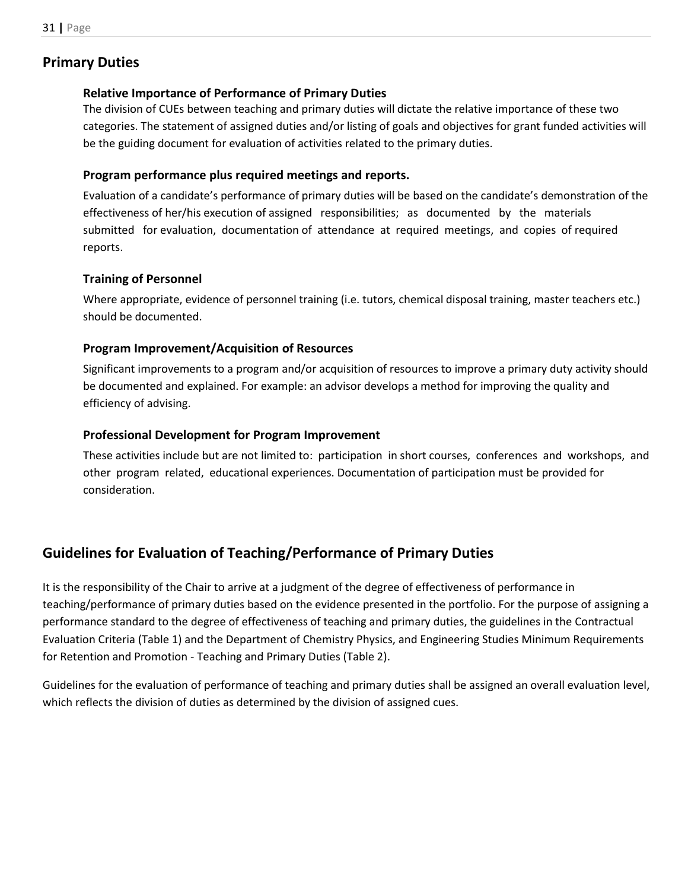## Primary Duties

### Relative Importance of Performance of Primary Duties

The division of CUEs between teaching and primary duties will dictate the relative importance of these two categories. The statement of assigned duties and/or listing of goals and objectives for grant funded activities will be the guiding document for evaluation of activities related to the primary duties.

### Program performance plus required meetings and reports.

Evaluation of a candidate's performance of primary duties will be based on the candidate's demonstration of the effectiveness of her/his execution of assigned responsibilities; as documented by the materials submitted for evaluation, documentation of attendance at required meetings, and copies of required reports.

### Training of Personnel

Where appropriate, evidence of personnel training (i.e. tutors, chemical disposal training, master teachers etc.) should be documented.

### Program Improvement/Acquisition of Resources

Significant improvements to a program and/or acquisition of resources to improve a primary duty activity should be documented and explained. For example: an advisor develops a method for improving the quality and efficiency of advising.

### Professional Development for Program Improvement

These activities include but are not limited to: participation in short courses, conferences and workshops, and other program related, educational experiences. Documentation of participation must be provided for consideration.

## Guidelines for Evaluation of Teaching/Performance of Primary Duties

It is the responsibility of the Chair to arrive at a judgment of the degree of effectiveness of performance in teaching/performance of primary duties based on the evidence presented in the portfolio. For the purpose of assigning a performance standard to the degree of effectiveness of teaching and primary duties, the guidelines in the Contractual Evaluation Criteria (Table 1) and the Department of Chemistry Physics, and Engineering Studies Minimum Requirements for Retention and Promotion - Teaching and Primary Duties (Table 2).

Guidelines for the evaluation of performance of teaching and primary duties shall be assigned an overall evaluation level, which reflects the division of duties as determined by the division of assigned cues.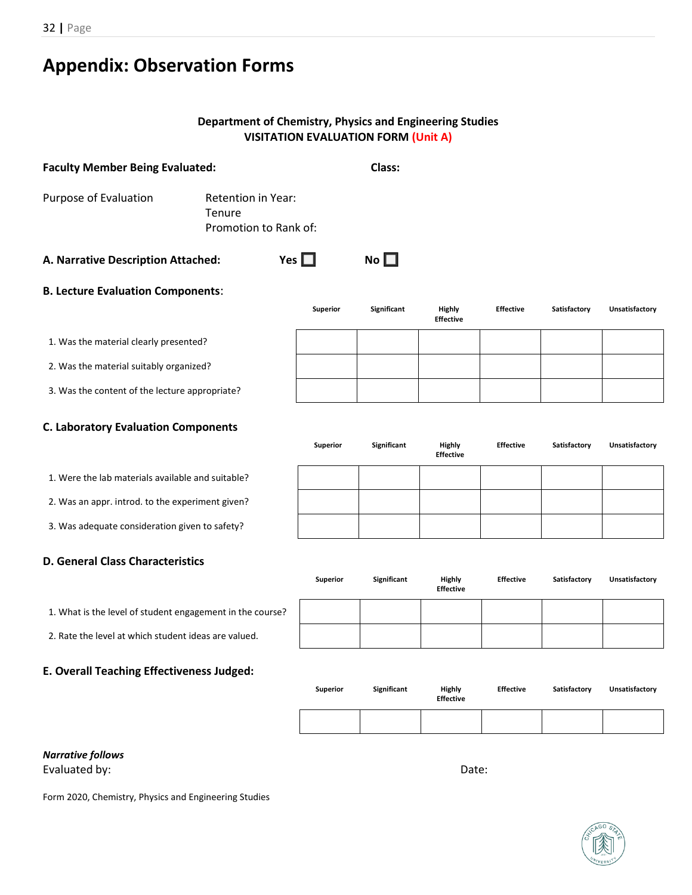# Appendix: Observation Forms

**Department of Chemistry, Physics and Engineering Studies**
**VISITATION EVALUATION FORM (Unit A)**

**Faculty Member Being Evaluated:** **Class:**

Purpose of Evaluation
Retention in Year:
Tenure
Promotion to Rank of:

**A. Narrative Description Attached:** **Yes** ☐ **No** ☐

**B. Lecture Evaluation Components**:

| | Superior | Significant | Highly Effective | Effective | Satisfactory | Unsatisfactory |
|---|---|---|---|---|---|---|
| 1. Was the material clearly presented? | | | | | | |
| 2. Was the material suitably organized? | | | | | | |
| 3. Was the content of the lecture appropriate? | | | | | | |

**C. Laboratory Evaluation Components**

| | Superior | Significant | Highly Effective | Effective | Satisfactory | Unsatisfactory |
|---|---|---|---|---|---|---|
| 1. Were the lab materials available and suitable? | | | | | | |
| 2. Was an appr. introd. to the experiment given? | | | | | | |
| 3. Was adequate consideration given to safety? | | | | | | |

**D. General Class Characteristics**

| | Superior | Significant | Highly Effective | Effective | Satisfactory | Unsatisfactory |
|---|---|---|---|---|---|---|
| 1. What is the level of student engagement in the course? | | | | | | |
| 2. Rate the level at which student ideas are valued. | | | | | | |

**E. Overall Teaching Effectiveness Judged:**

| Superior | Significant | Highly Effective | Effective | Satisfactory | Unsatisfactory |
|---|---|---|---|---|---|
| | | | | | |

***Narrative follows***
Evaluated by: Date:

Form 2020, Chemistry, Physics and Engineering Studies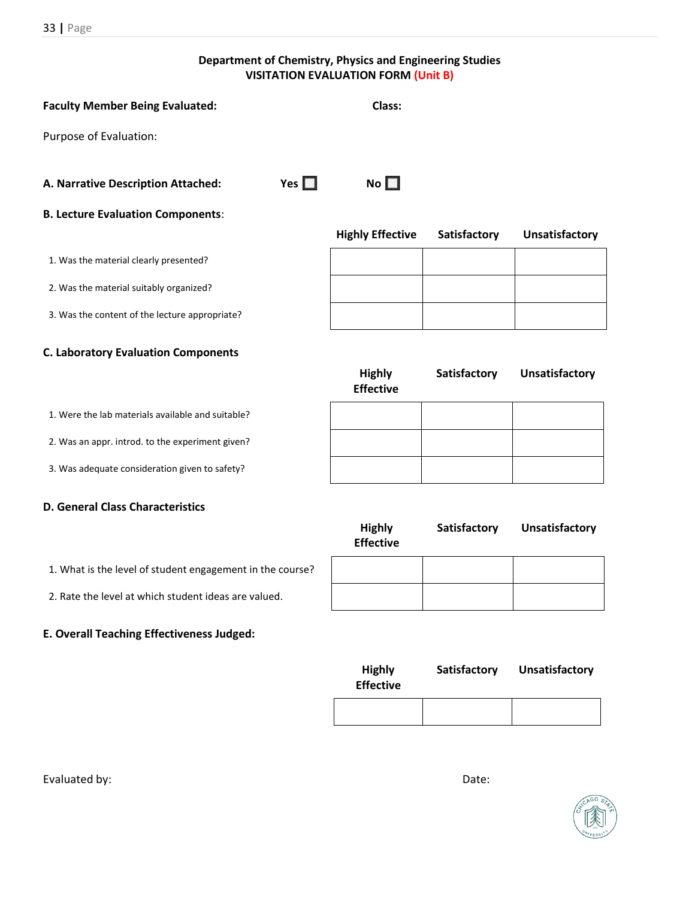**Department of Chemistry, Physics and Engineering Studies**
**VISITATION EVALUATION FORM (Unit B)**

**Faculty Member Being Evaluated:** **Class:**

Purpose of Evaluation:

**A. Narrative Description Attached:** **Yes** ☐ **No** ☐

**B. Lecture Evaluation Components**:

| | Highly Effective | Satisfactory | Unsatisfactory |
|---|---|---|---|
| 1. Was the material clearly presented? | | | |
| 2. Was the material suitably organized? | | | |
| 3. Was the content of the lecture appropriate? | | | |

**C. Laboratory Evaluation Components**

| | Highly Effective | Satisfactory | Unsatisfactory |
|---|---|---|---|
| 1. Were the lab materials available and suitable? | | | |
| 2. Was an appr. introd. to the experiment given? | | | |
| 3. Was adequate consideration given to safety? | | | |

**D. General Class Characteristics**

| | Highly Effective | Satisfactory | Unsatisfactory |
|---|---|---|---|
| 1. What is the level of student engagement in the course? | | | |
| 2. Rate the level at which student ideas are valued. | | | |

**E. Overall Teaching Effectiveness Judged:**

| Highly Effective | Satisfactory | Unsatisfactory |
|---|---|---|
| | | |

Evaluated by: Date: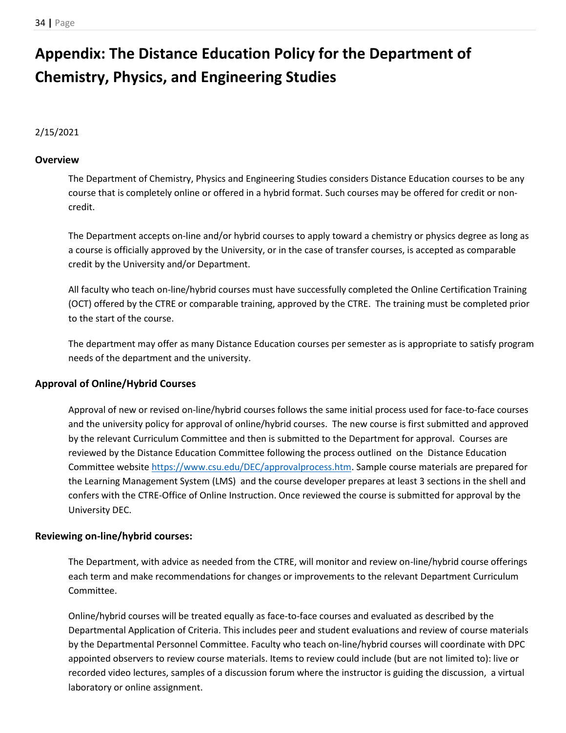# Appendix: The Distance Education Policy for the Department of Chemistry, Physics, and Engineering Studies

2/15/2021

### Overview

The Department of Chemistry, Physics and Engineering Studies considers Distance Education courses to be any course that is completely online or offered in a hybrid format. Such courses may be offered for credit or non-credit.

The Department accepts on-line and/or hybrid courses to apply toward a chemistry or physics degree as long as a course is officially approved by the University, or in the case of transfer courses, is accepted as comparable credit by the University and/or Department.

All faculty who teach on-line/hybrid courses must have successfully completed the Online Certification Training (OCT) offered by the CTRE or comparable training, approved by the CTRE. The training must be completed prior to the start of the course.

The department may offer as many Distance Education courses per semester as is appropriate to satisfy program needs of the department and the university.

### Approval of Online/Hybrid Courses

Approval of new or revised on-line/hybrid courses follows the same initial process used for face-to-face courses and the university policy for approval of online/hybrid courses. The new course is first submitted and approved by the relevant Curriculum Committee and then is submitted to the Department for approval. Courses are reviewed by the Distance Education Committee following the process outlined on the Distance Education Committee website https://www.csu.edu/DEC/approvalprocess.htm. Sample course materials are prepared for the Learning Management System (LMS) and the course developer prepares at least 3 sections in the shell and confers with the CTRE-Office of Online Instruction. Once reviewed the course is submitted for approval by the University DEC.

### Reviewing on-line/hybrid courses:

The Department, with advice as needed from the CTRE, will monitor and review on-line/hybrid course offerings each term and make recommendations for changes or improvements to the relevant Department Curriculum Committee.

Online/hybrid courses will be treated equally as face-to-face courses and evaluated as described by the Departmental Application of Criteria. This includes peer and student evaluations and review of course materials by the Departmental Personnel Committee. Faculty who teach on-line/hybrid courses will coordinate with DPC appointed observers to review course materials. Items to review could include (but are not limited to): live or recorded video lectures, samples of a discussion forum where the instructor is guiding the discussion, a virtual laboratory or online assignment.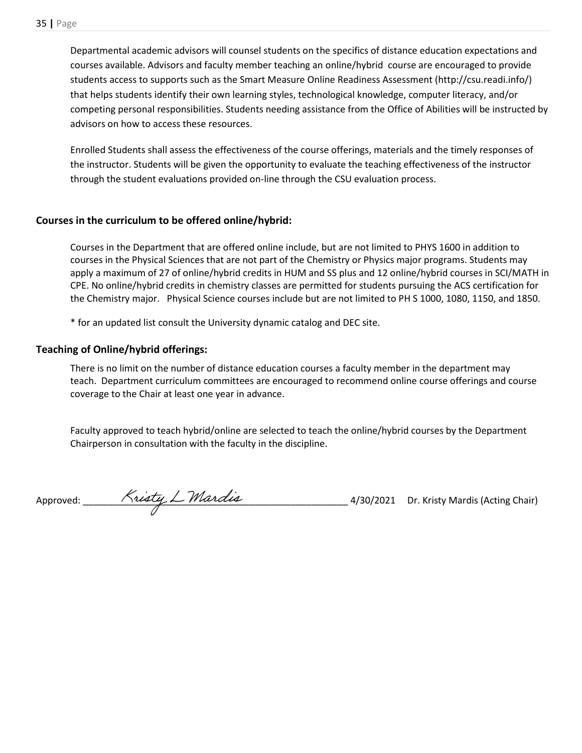Departmental academic advisors will counsel students on the specifics of distance education expectations and courses available. Advisors and faculty member teaching an online/hybrid course are encouraged to provide students access to supports such as the Smart Measure Online Readiness Assessment (http://csu.readi.info/) that helps students identify their own learning styles, technological knowledge, computer literacy, and/or competing personal responsibilities. Students needing assistance from the Office of Abilities will be instructed by advisors on how to access these resources.

Enrolled Students shall assess the effectiveness of the course offerings, materials and the timely responses of the instructor. Students will be given the opportunity to evaluate the teaching effectiveness of the instructor through the student evaluations provided on-line through the CSU evaluation process.

## Courses in the curriculum to be offered online/hybrid:

Courses in the Department that are offered online include, but are not limited to PHYS 1600 in addition to courses in the Physical Sciences that are not part of the Chemistry or Physics major programs. Students may apply a maximum of 27 of online/hybrid credits in HUM and SS plus and 12 online/hybrid courses in SCI/MATH in CPE. No online/hybrid credits in chemistry classes are permitted for students pursuing the ACS certification for the Chemistry major. Physical Science courses include but are not limited to PH S 1000, 1080, 1150, and 1850.

* for an updated list consult the University dynamic catalog and DEC site.

## Teaching of Online/hybrid offerings:

There is no limit on the number of distance education courses a faculty member in the department may teach. Department curriculum committees are encouraged to recommend online course offerings and course coverage to the Chair at least one year in advance.

Faculty approved to teach hybrid/online are selected to teach the online/hybrid courses by the Department Chairperson in consultation with the faculty in the discipline.

Approved: *Kristy L Mardis* 4/30/2021 Dr. Kristy Mardis (Acting Chair)